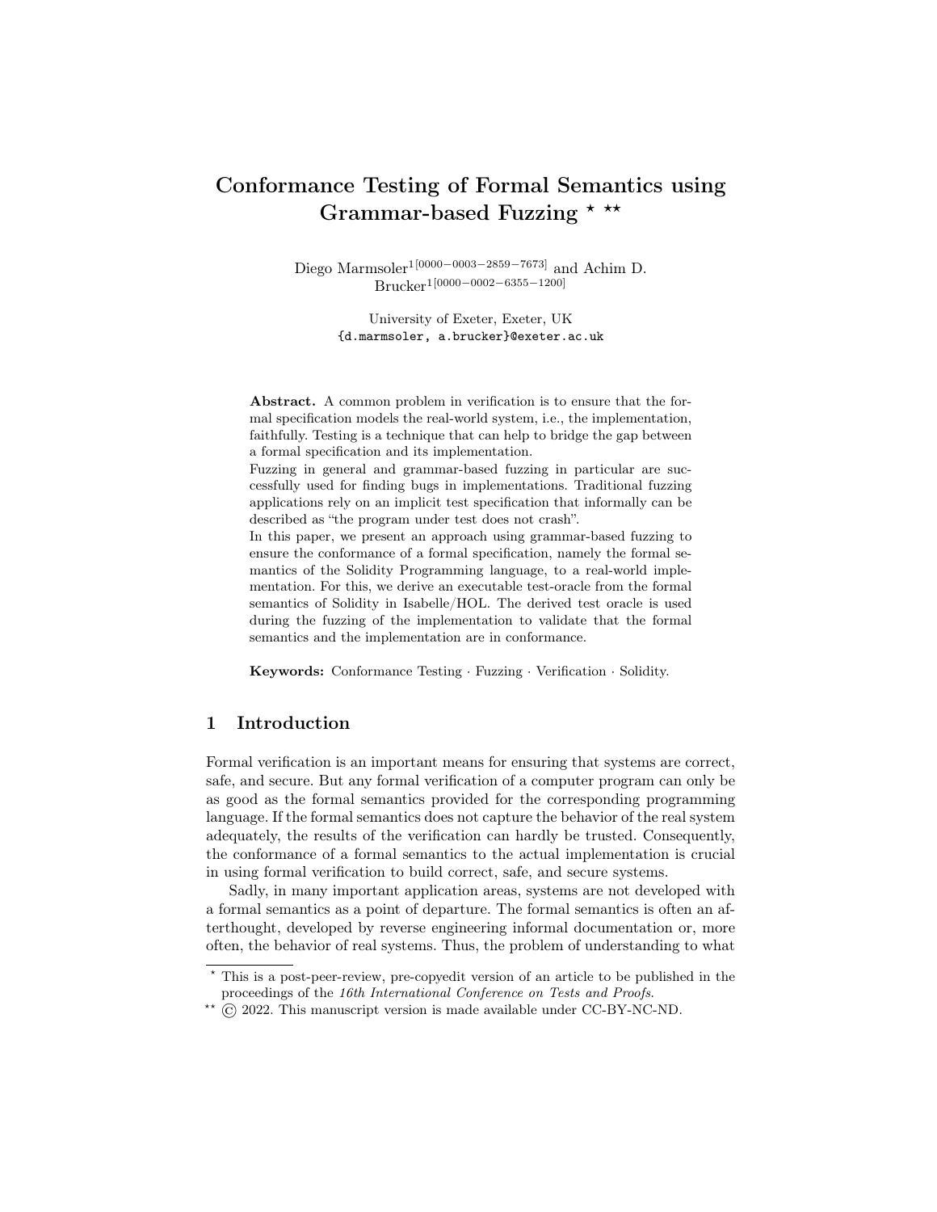# Conformance Testing of Formal Semantics using Grammar-based Fuzzing ⋆ ⋆⋆

Diego Marmsoler[1[0000−0003−2859−7673]] and Achim D. Brucker[1[0000−0002−6355−1200]]

University of Exeter, Exeter, UK
{d.marmsoler, a.brucker}@exeter.ac.uk

**Abstract.** A common problem in verification is to ensure that the formal specification models the real-world system, i.e., the implementation, faithfully. Testing is a technique that can help to bridge the gap between a formal specification and its implementation.

Fuzzing in general and grammar-based fuzzing in particular are successfully used for finding bugs in implementations. Traditional fuzzing applications rely on an implicit test specification that informally can be described as "the program under test does not crash".

In this paper, we present an approach using grammar-based fuzzing to ensure the conformance of a formal specification, namely the formal semantics of the Solidity Programming language, to a real-world implementation. For this, we derive an executable test-oracle from the formal semantics of Solidity in Isabelle/HOL. The derived test oracle is used during the fuzzing of the implementation to validate that the formal semantics and the implementation are in conformance.

**Keywords:** Conformance Testing · Fuzzing · Verification · Solidity.

## 1 Introduction

Formal verification is an important means for ensuring that systems are correct, safe, and secure. But any formal verification of a computer program can only be as good as the formal semantics provided for the corresponding programming language. If the formal semantics does not capture the behavior of the real system adequately, the results of the verification can hardly be trusted. Consequently, the conformance of a formal semantics to the actual implementation is crucial in using formal verification to build correct, safe, and secure systems.

Sadly, in many important application areas, systems are not developed with a formal semantics as a point of departure. The formal semantics is often an afterthought, developed by reverse engineering informal documentation or, more often, the behavior of real systems. Thus, the problem of understanding to what

⋆ This is a post-peer-review, pre-copyedit version of an article to be published in the proceedings of the *16th International Conference on Tests and Proofs*.

⋆⋆ © 2022. This manuscript version is made available under CC-BY-NC-ND.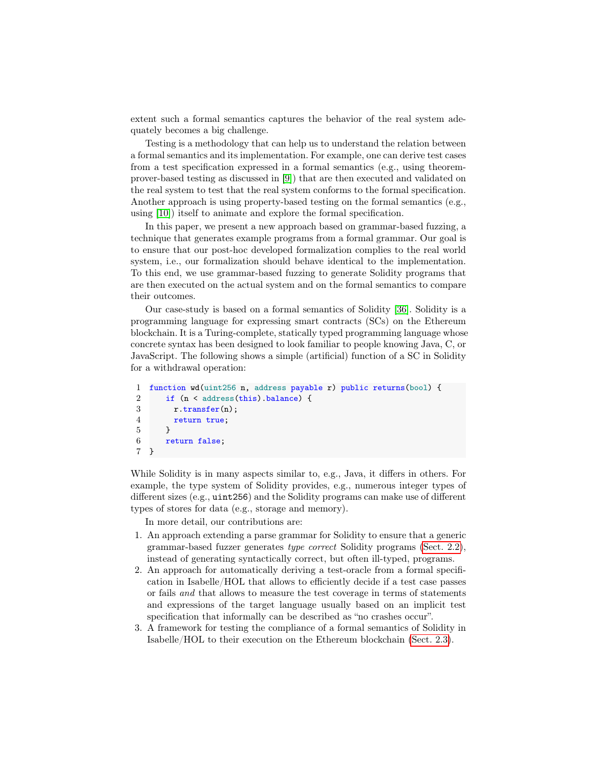extent such a formal semantics captures the behavior of the real system adequately becomes a big challenge.

Testing is a methodology that can help us to understand the relation between a formal semantics and its implementation. For example, one can derive test cases from a test specification expressed in a formal semantics (e.g., using theorem-prover-based testing as discussed in [9]) that are then executed and validated on the real system to test that the real system conforms to the formal specification. Another approach is using property-based testing on the formal semantics (e.g., using [10]) itself to animate and explore the formal specification.

In this paper, we present a new approach based on grammar-based fuzzing, a technique that generates example programs from a formal grammar. Our goal is to ensure that our post-hoc developed formalization complies to the real world system, i.e., our formalization should behave identical to the implementation. To this end, we use grammar-based fuzzing to generate Solidity programs that are then executed on the actual system and on the formal semantics to compare their outcomes.

Our case-study is based on a formal semantics of Solidity [36]. Solidity is a programming language for expressing smart contracts (SCs) on the Ethereum blockchain. It is a Turing-complete, statically typed programming language whose concrete syntax has been designed to look familiar to people knowing Java, C, or JavaScript. The following shows a simple (artificial) function of a SC in Solidity for a withdrawal operation:

```
1  function wd(uint256 n, address payable r) public returns(bool) {
2      if (n < address(this).balance) {
3        r.transfer(n);
4        return true;
5      }
6      return false;
7  }
```

While Solidity is in many aspects similar to, e.g., Java, it differs in others. For example, the type system of Solidity provides, e.g., numerous integer types of different sizes (e.g., `uint256`) and the Solidity programs can make use of different types of stores for data (e.g., storage and memory).

In more detail, our contributions are:

1. An approach extending a parse grammar for Solidity to ensure that a generic grammar-based fuzzer generates *type correct* Solidity programs (Sect. 2.2), instead of generating syntactically correct, but often ill-typed, programs.
2. An approach for automatically deriving a test-oracle from a formal specification in Isabelle/HOL that allows to efficiently decide if a test case passes or fails *and* that allows to measure the test coverage in terms of statements and expressions of the target language usually based on an implicit test specification that informally can be described as "no crashes occur".
3. A framework for testing the compliance of a formal semantics of Solidity in Isabelle/HOL to their execution on the Ethereum blockchain (Sect. 2.3).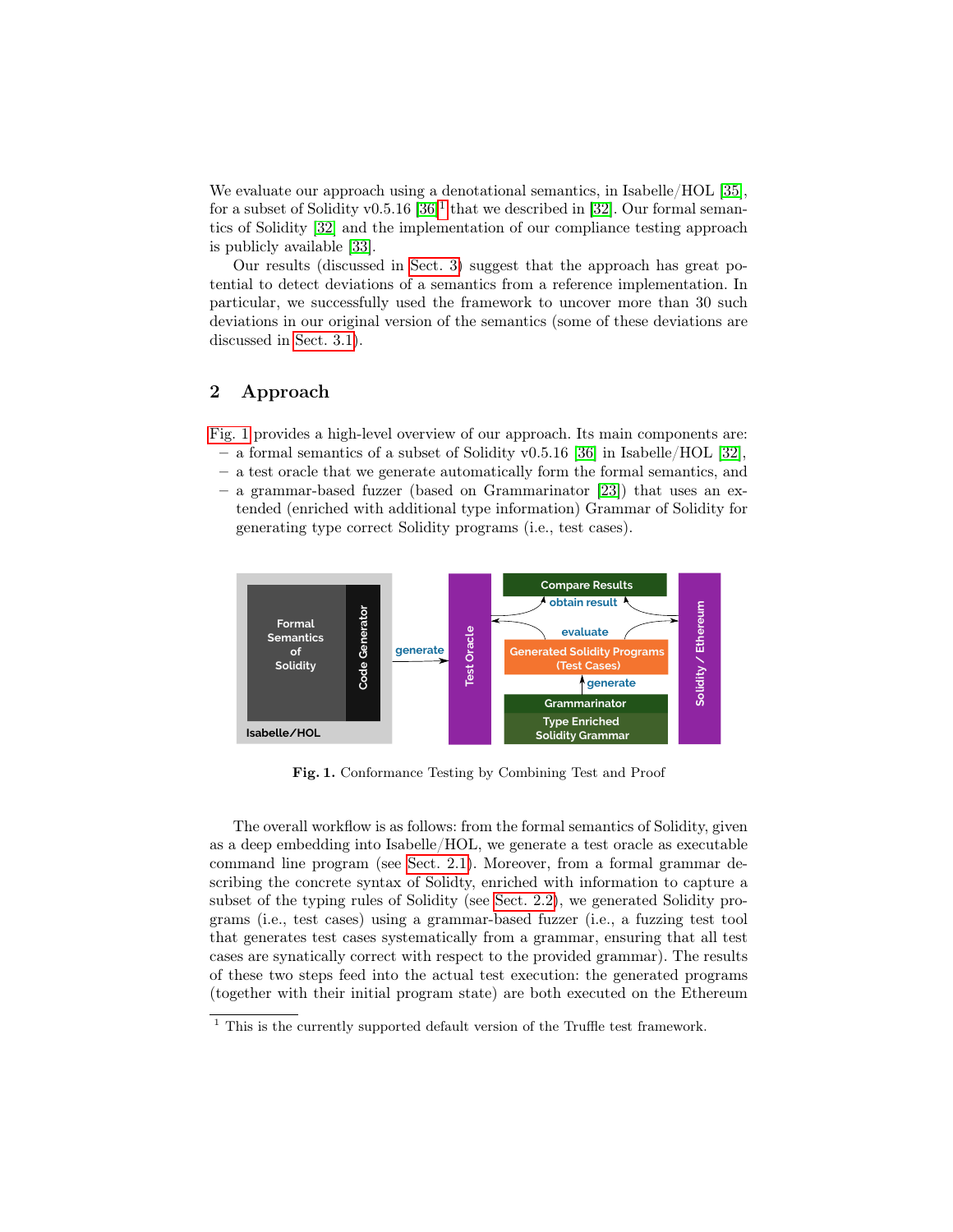We evaluate our approach using a denotational semantics, in Isabelle/HOL [35], for a subset of Solidity v0.5.16 [36][1] that we described in [32]. Our formal semantics of Solidity [32] and the implementation of our compliance testing approach is publicly available [33].

Our results (discussed in Sect. 3) suggest that the approach has great potential to detect deviations of a semantics from a reference implementation. In particular, we successfully used the framework to uncover more than 30 such deviations in our original version of the semantics (some of these deviations are discussed in Sect. 3.1).

## 2 Approach

Fig. 1 provides a high-level overview of our approach. Its main components are:

- a formal semantics of a subset of Solidity v0.5.16 [36] in Isabelle/HOL [32],
- a test oracle that we generate automatically form the formal semantics, and
- a grammar-based fuzzer (based on Grammarinator [23]) that uses an extended (enriched with additional type information) Grammar of Solidity for generating type correct Solidity programs (i.e., test cases).

**Fig. 1.** Conformance Testing by Combining Test and Proof

The overall workflow is as follows: from the formal semantics of Solidity, given as a deep embedding into Isabelle/HOL, we generate a test oracle as executable command line program (see Sect. 2.1). Moreover, from a formal grammar describing the concrete syntax of Solidty, enriched with information to capture a subset of the typing rules of Solidity (see Sect. 2.2), we generated Solidity programs (i.e., test cases) using a grammar-based fuzzer (i.e., a fuzzing test tool that generates test cases systematically from a grammar, ensuring that all test cases are synatically correct with respect to the provided grammar). The results of these two steps feed into the actual test execution: the generated programs (together with their initial program state) are both executed on the Ethereum

[1] This is the currently supported default version of the Truffle test framework.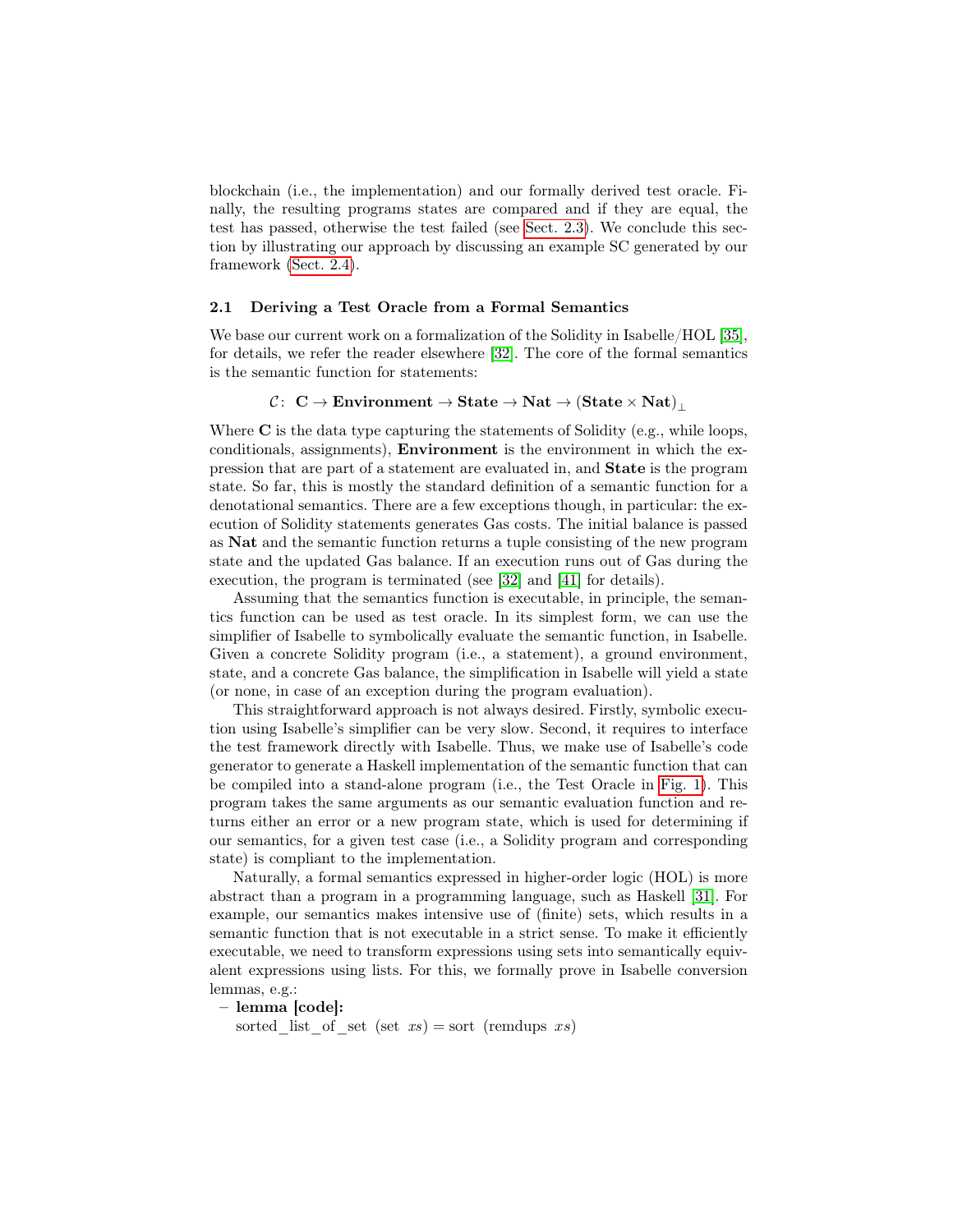blockchain (i.e., the implementation) and our formally derived test oracle. Finally, the resulting programs states are compared and if they are equal, the test has passed, otherwise the test failed (see Sect. 2.3). We conclude this section by illustrating our approach by discussing an example SC generated by our framework (Sect. 2.4).

### 2.1 Deriving a Test Oracle from a Formal Semantics

We base our current work on a formalization of the Solidity in Isabelle/HOL [35], for details, we refer the reader elsewhere [32]. The core of the formal semantics is the semantic function for statements:

$$\mathcal{C}\colon\ \mathbf{C} \to \mathbf{Environment} \to \mathbf{State} \to \mathbf{Nat} \to (\mathbf{State} \times \mathbf{Nat})_{\perp}$$

Where $\mathbf{C}$ is the data type capturing the statements of Solidity (e.g., while loops, conditionals, assignments), **Environment** is the environment in which the expression that are part of a statement are evaluated in, and **State** is the program state. So far, this is mostly the standard definition of a semantic function for a denotational semantics. There are a few exceptions though, in particular: the execution of Solidity statements generates Gas costs. The initial balance is passed as **Nat** and the semantic function returns a tuple consisting of the new program state and the updated Gas balance. If an execution runs out of Gas during the execution, the program is terminated (see [32] and [41] for details).

Assuming that the semantics function is executable, in principle, the semantics function can be used as test oracle. In its simplest form, we can use the simplifier of Isabelle to symbolically evaluate the semantic function, in Isabelle. Given a concrete Solidity program (i.e., a statement), a ground environment, state, and a concrete Gas balance, the simplification in Isabelle will yield a state (or none, in case of an exception during the program evaluation).

This straightforward approach is not always desired. Firstly, symbolic execution using Isabelle's simplifier can be very slow. Second, it requires to interface the test framework directly with Isabelle. Thus, we make use of Isabelle's code generator to generate a Haskell implementation of the semantic function that can be compiled into a stand-alone program (i.e., the Test Oracle in Fig. 1). This program takes the same arguments as our semantic evaluation function and returns either an error or a new program state, which is used for determining if our semantics, for a given test case (i.e., a Solidity program and corresponding state) is compliant to the implementation.

Naturally, a formal semantics expressed in higher-order logic (HOL) is more abstract than a program in a programming language, such as Haskell [31]. For example, our semantics makes intensive use of (finite) sets, which results in a semantic function that is not executable in a strict sense. To make it efficiently executable, we need to transform expressions using sets into semantically equivalent expressions using lists. For this, we formally prove in Isabelle conversion lemmas, e.g.:

- **lemma [code]:**
  sorted_list_of_set (set $xs$) = sort (remdups $xs$)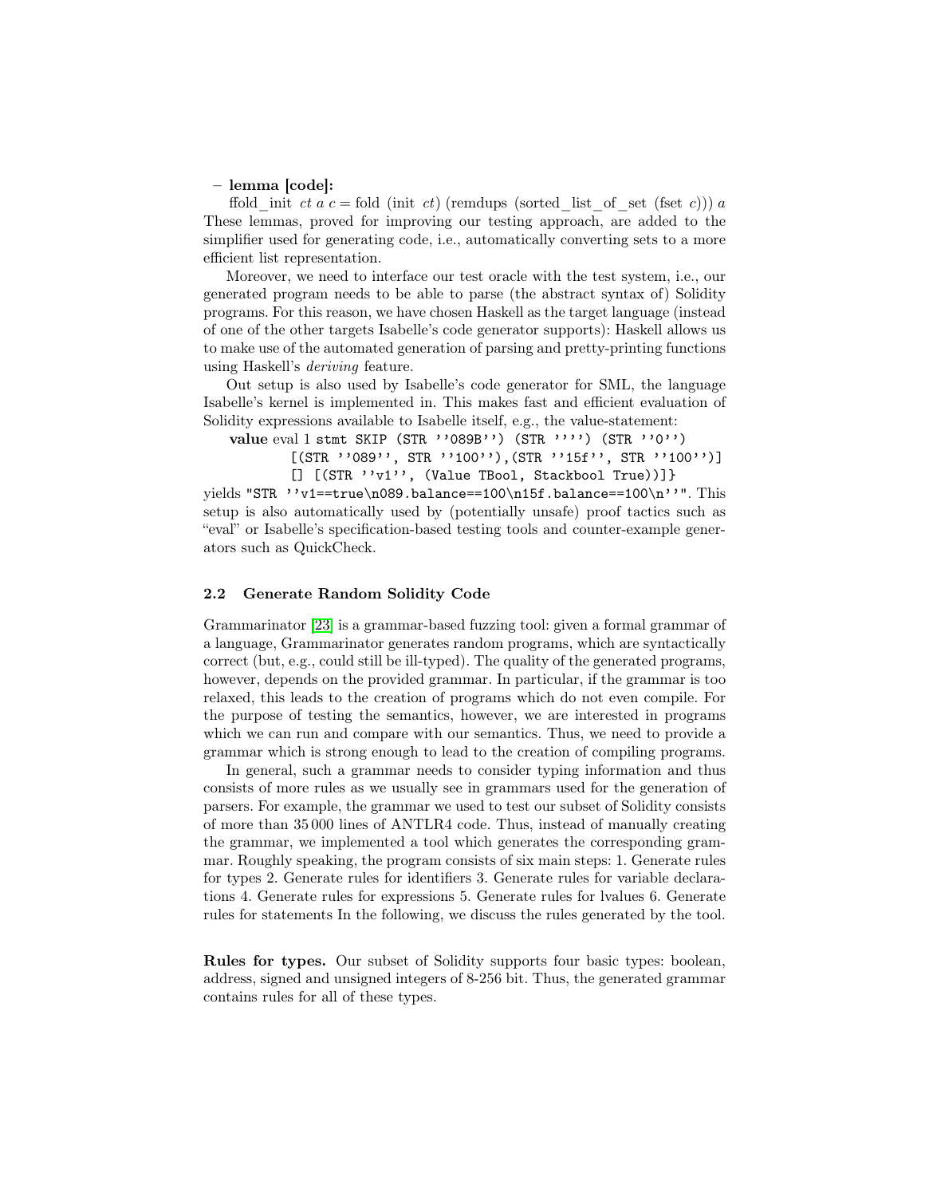– **lemma [code]:**
  ffold_init *ct a c* = fold (init *ct*) (remdups (sorted_list_of_set (fset *c*))) *a*

These lemmas, proved for improving our testing approach, are added to the simplifier used for generating code, i.e., automatically converting sets to a more efficient list representation.

Moreover, we need to interface our test oracle with the test system, i.e., our generated program needs to be able to parse (the abstract syntax of) Solidity programs. For this reason, we have chosen Haskell as the target language (instead of one of the other targets Isabelle's code generator supports): Haskell allows us to make use of the automated generation of parsing and pretty-printing functions using Haskell's *deriving* feature.

Out setup is also used by Isabelle's code generator for SML, the language Isabelle's kernel is implemented in. This makes fast and efficient evaluation of Solidity expressions available to Isabelle itself, e.g., the value-statement:

```
value eval 1 stmt SKIP (STR ''089B'') (STR '''') (STR ''0'')
        [(STR ''089'', STR ''100''),(STR ''15f'', STR ''100'')]
        [] [(STR ''v1'', (Value TBool, Stackbool True))]}
```

yields `"STR ''v1==true\n089.balance==100\n15f.balance==100\n''"`. This setup is also automatically used by (potentially unsafe) proof tactics such as "eval" or Isabelle's specification-based testing tools and counter-example generators such as QuickCheck.

### 2.2 Generate Random Solidity Code

Grammarinator [23] is a grammar-based fuzzing tool: given a formal grammar of a language, Grammarinator generates random programs, which are syntactically correct (but, e.g., could still be ill-typed). The quality of the generated programs, however, depends on the provided grammar. In particular, if the grammar is too relaxed, this leads to the creation of programs which do not even compile. For the purpose of testing the semantics, however, we are interested in programs which we can run and compare with our semantics. Thus, we need to provide a grammar which is strong enough to lead to the creation of compiling programs.

In general, such a grammar needs to consider typing information and thus consists of more rules as we usually see in grammars used for the generation of parsers. For example, the grammar we used to test our subset of Solidity consists of more than 35 000 lines of ANTLR4 code. Thus, instead of manually creating the grammar, we implemented a tool which generates the corresponding grammar. Roughly speaking, the program consists of six main steps: 1. Generate rules for types 2. Generate rules for identifiers 3. Generate rules for variable declarations 4. Generate rules for expressions 5. Generate rules for lvalues 6. Generate rules for statements In the following, we discuss the rules generated by the tool.

**Rules for types.** Our subset of Solidity supports four basic types: boolean, address, signed and unsigned integers of 8-256 bit. Thus, the generated grammar contains rules for all of these types.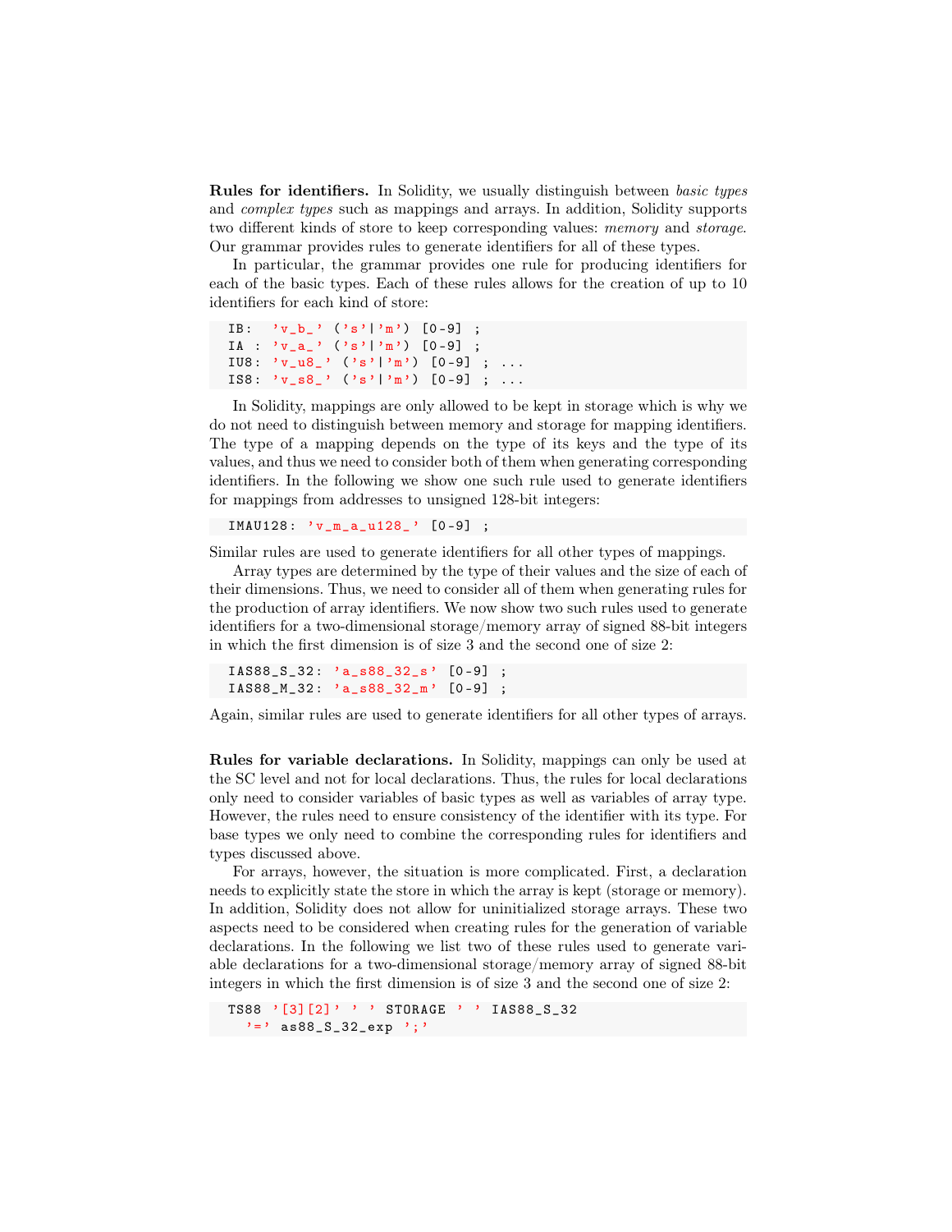**Rules for identifiers.** In Solidity, we usually distinguish between *basic types* and *complex types* such as mappings and arrays. In addition, Solidity supports two different kinds of store to keep corresponding values: *memory* and *storage*. Our grammar provides rules to generate identifiers for all of these types.

In particular, the grammar provides one rule for producing identifiers for each of the basic types. Each of these rules allows for the creation of up to 10 identifiers for each kind of store:

```
IB:  'v_b_' ('s'|'m') [0-9] ;
IA : 'v_a_' ('s'|'m') [0-9] ;
IU8: 'v_u8_' ('s'|'m') [0-9] ; ...
IS8: 'v_s8_' ('s'|'m') [0-9] ; ...
```

In Solidity, mappings are only allowed to be kept in storage which is why we do not need to distinguish between memory and storage for mapping identifiers. The type of a mapping depends on the type of its keys and the type of its values, and thus we need to consider both of them when generating corresponding identifiers. In the following we show one such rule used to generate identifiers for mappings from addresses to unsigned 128-bit integers:

```
IMAU128: 'v_m_a_u128_' [0-9] ;
```

Similar rules are used to generate identifiers for all other types of mappings.

Array types are determined by the type of their values and the size of each of their dimensions. Thus, we need to consider all of them when generating rules for the production of array identifiers. We now show two such rules used to generate identifiers for a two-dimensional storage/memory array of signed 88-bit integers in which the first dimension is of size 3 and the second one of size 2:

```
IAS88_S_32: 'a_s88_32_s' [0-9] ;
IAS88_M_32: 'a_s88_32_m' [0-9] ;
```

Again, similar rules are used to generate identifiers for all other types of arrays.

**Rules for variable declarations.** In Solidity, mappings can only be used at the SC level and not for local declarations. Thus, the rules for local declarations only need to consider variables of basic types as well as variables of array type. However, the rules need to ensure consistency of the identifier with its type. For base types we only need to combine the corresponding rules for identifiers and types discussed above.

For arrays, however, the situation is more complicated. First, a declaration needs to explicitly state the store in which the array is kept (storage or memory). In addition, Solidity does not allow for uninitialized storage arrays. These two aspects need to be considered when creating rules for the generation of variable declarations. In the following we list two of these rules used to generate variable declarations for a two-dimensional storage/memory array of signed 88-bit integers in which the first dimension is of size 3 and the second one of size 2:

```
TS88 '[3][2]' ' ' STORAGE ' ' IAS88_S_32
  '=' as88_S_32_exp ';'
```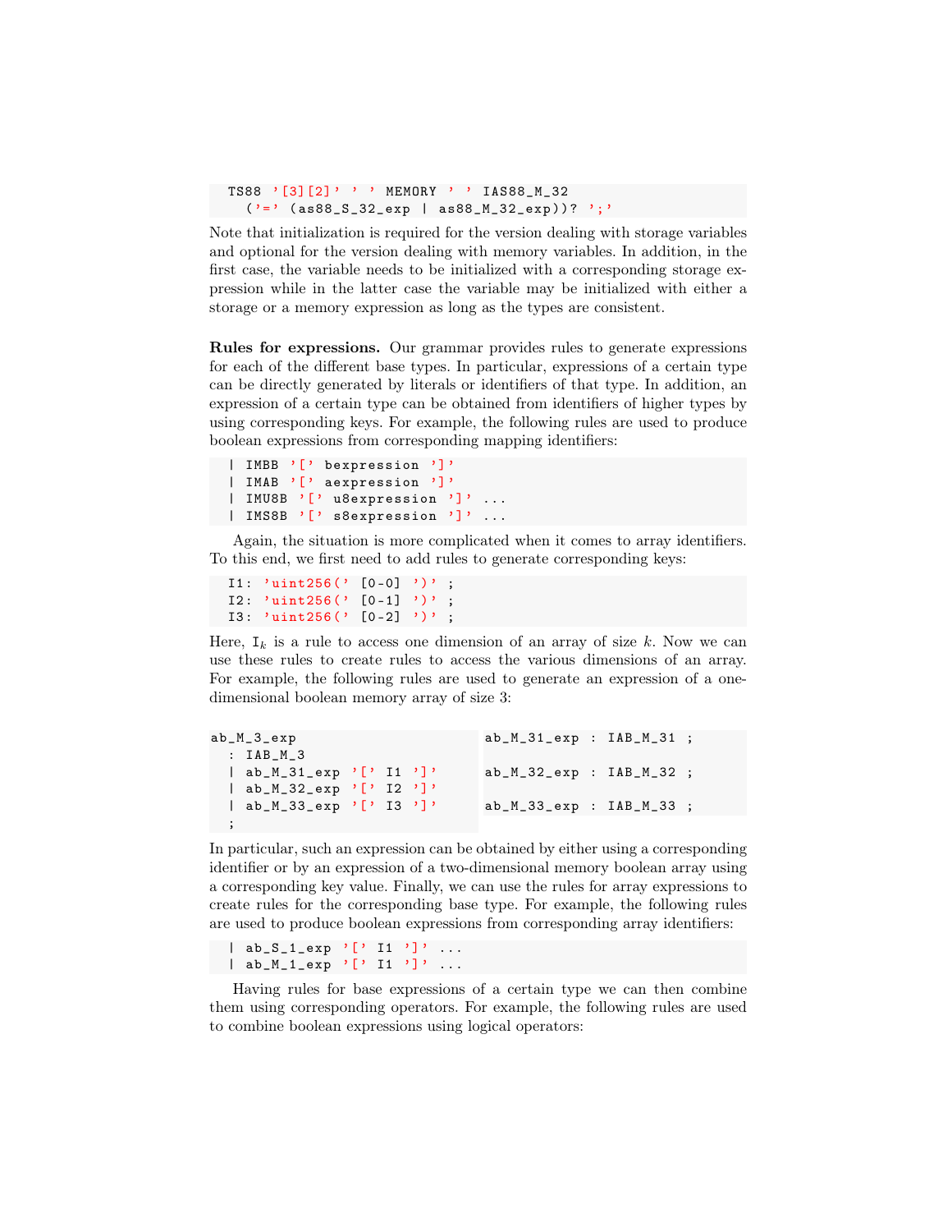```
TS88 '[3][2]' ' ' MEMORY ' ' IAS88_M_32
  ('=' (as88_S_32_exp | as88_M_32_exp))? ';'
```

Note that initialization is required for the version dealing with storage variables and optional for the version dealing with memory variables. In addition, in the first case, the variable needs to be initialized with a corresponding storage expression while in the latter case the variable may be initialized with either a storage or a memory expression as long as the types are consistent.

**Rules for expressions.** Our grammar provides rules to generate expressions for each of the different base types. In particular, expressions of a certain type can be directly generated by literals or identifiers of that type. In addition, an expression of a certain type can be obtained from identifiers of higher types by using corresponding keys. For example, the following rules are used to produce boolean expressions from corresponding mapping identifiers:

```
| IMBB '[' bexpression ']'
| IMAB '[' aexpression ']'
| IMU8B '[' u8expression ']' ...
| IMS8B '[' s8expression ']' ...
```

Again, the situation is more complicated when it comes to array identifiers. To this end, we first need to add rules to generate corresponding keys:

```
I1: 'uint256(' [0-0] ')' ;
I2: 'uint256(' [0-1] ')' ;
I3: 'uint256(' [0-2] ')' ;
```

Here, $\mathtt{I}_k$ is a rule to access one dimension of an array of size $k$. Now we can use these rules to create rules to access the various dimensions of an array. For example, the following rules are used to generate an expression of a one-dimensional boolean memory array of size 3:

```
ab_M_3_exp
  : IAB_M_3
  | ab_M_31_exp '[' I1 ']'
  | ab_M_32_exp '[' I2 ']'
  | ab_M_33_exp '[' I3 ']'
  ;
```

```
ab_M_31_exp : IAB_M_31 ;

ab_M_32_exp : IAB_M_32 ;

ab_M_33_exp : IAB_M_33 ;
```

In particular, such an expression can be obtained by either using a corresponding identifier or by an expression of a two-dimensional memory boolean array using a corresponding key value. Finally, we can use the rules for array expressions to create rules for the corresponding base type. For example, the following rules are used to produce boolean expressions from corresponding array identifiers:

```
| ab_S_1_exp '[' I1 ']' ...
| ab_M_1_exp '[' I1 ']' ...
```

Having rules for base expressions of a certain type we can then combine them using corresponding operators. For example, the following rules are used to combine boolean expressions using logical operators: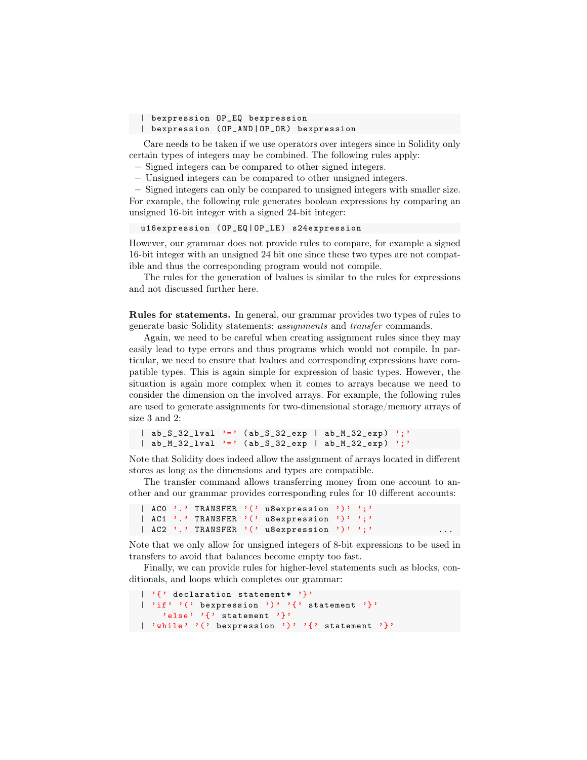```
| bexpression OP_EQ bexpression
| bexpression (OP_AND|OP_OR) bexpression
```

Care needs to be taken if we use operators over integers since in Solidity only certain types of integers may be combined. The following rules apply:

- Signed integers can be compared to other signed integers.
- Unsigned integers can be compared to other unsigned integers.
- Signed integers can only be compared to unsigned integers with smaller size.

For example, the following rule generates boolean expressions by comparing an unsigned 16-bit integer with a signed 24-bit integer:

```
u16expression (OP_EQ|OP_LE) s24expression
```

However, our grammar does not provide rules to compare, for example a signed 16-bit integer with an unsigned 24 bit one since these two types are not compatible and thus the corresponding program would not compile.

The rules for the generation of lvalues is similar to the rules for expressions and not discussed further here.

**Rules for statements.** In general, our grammar provides two types of rules to generate basic Solidity statements: *assignments* and *transfer* commands.

Again, we need to be careful when creating assignment rules since they may easily lead to type errors and thus programs which would not compile. In particular, we need to ensure that lvalues and corresponding expressions have compatible types. This is again simple for expression of basic types. However, the situation is again more complex when it comes to arrays because we need to consider the dimension on the involved arrays. For example, the following rules are used to generate assignments for two-dimensional storage/memory arrays of size 3 and 2:

```
| ab_S_32_lval '=' (ab_S_32_exp | ab_M_32_exp) ';'
| ab_M_32_lval '=' (ab_S_32_exp | ab_M_32_exp) ';'
```

Note that Solidity does indeed allow the assignment of arrays located in different stores as long as the dimensions and types are compatible.

The transfer command allows transferring money from one account to another and our grammar provides corresponding rules for 10 different accounts:

```
| AC0 '.' TRANSFER '(' u8expression ')' ';'
| AC1 '.' TRANSFER '(' u8expression ')' ';'
| AC2 '.' TRANSFER '(' u8expression ')' ';'          ...
```

Note that we only allow for unsigned integers of 8-bit expressions to be used in transfers to avoid that balances become empty too fast.

Finally, we can provide rules for higher-level statements such as blocks, conditionals, and loops which completes our grammar:

```
| '{' declaration statement* '}'
| 'if' '(' bexpression ')' '{' statement '}'
    'else' '{' statement '}'
| 'while' '(' bexpression ')' '{' statement '}'
```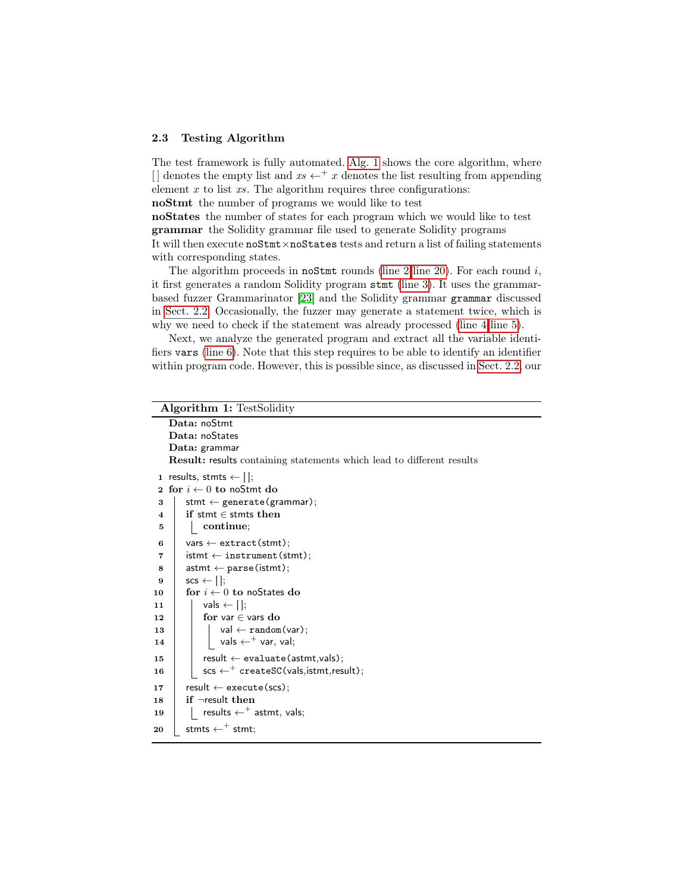### 2.3 Testing Algorithm

The test framework is fully automated. Alg. 1 shows the core algorithm, where [] denotes the empty list and $xs \leftarrow^{+} x$ denotes the list resulting from appending element $x$ to list $xs$. The algorithm requires three configurations:

**noStmt** the number of programs we would like to test
**noStates** the number of states for each program which we would like to test
**grammar** the Solidity grammar file used to generate Solidity programs

It will then execute `noStmt`×`noStates` tests and return a list of failing statements with corresponding states.

The algorithm proceeds in `noStmt` rounds (line 2–line 20). For each round $i$, it first generates a random Solidity program `stmt` (line 3). It uses the grammar-based fuzzer Grammarinator [23] and the Solidity grammar `grammar` discussed in Sect. 2.2. Occasionally, the fuzzer may generate a statement twice, which is why we need to check if the statement was already processed (line 4–line 5).

Next, we analyze the generated program and extract all the variable identifiers `vars` (line 6). Note that this step requires to be able to identify an identifier within program code. However, this is possible since, as discussed in Sect. 2.2, our

**Algorithm 1:** TestSolidity

```
   Data: noStmt
   Data: noStates
   Data: grammar
   Result: results containing statements which lead to different results
 1 results, stmts ← [];
 2 for i ← 0 to noStmt do
 3     stmt ← generate(grammar);
 4     if stmt ∈ stmts then
 5         continue;
 6     vars ← extract(stmt);
 7     istmt ← instrument(stmt);
 8     astmt ← parse(istmt);
 9     scs ← [];
10     for i ← 0 to noStates do
11         vals ← [];
12         for var ∈ vars do
13             val ← random(var);
14             vals ←+ var, val;
15         result ← evaluate(astmt,vals);
16         scs ←+ createSC(vals,istmt,result);
17     result ← execute(scs);
18     if ¬result then
19         results ←+ astmt, vals;
20     stmts ←+ stmt;
```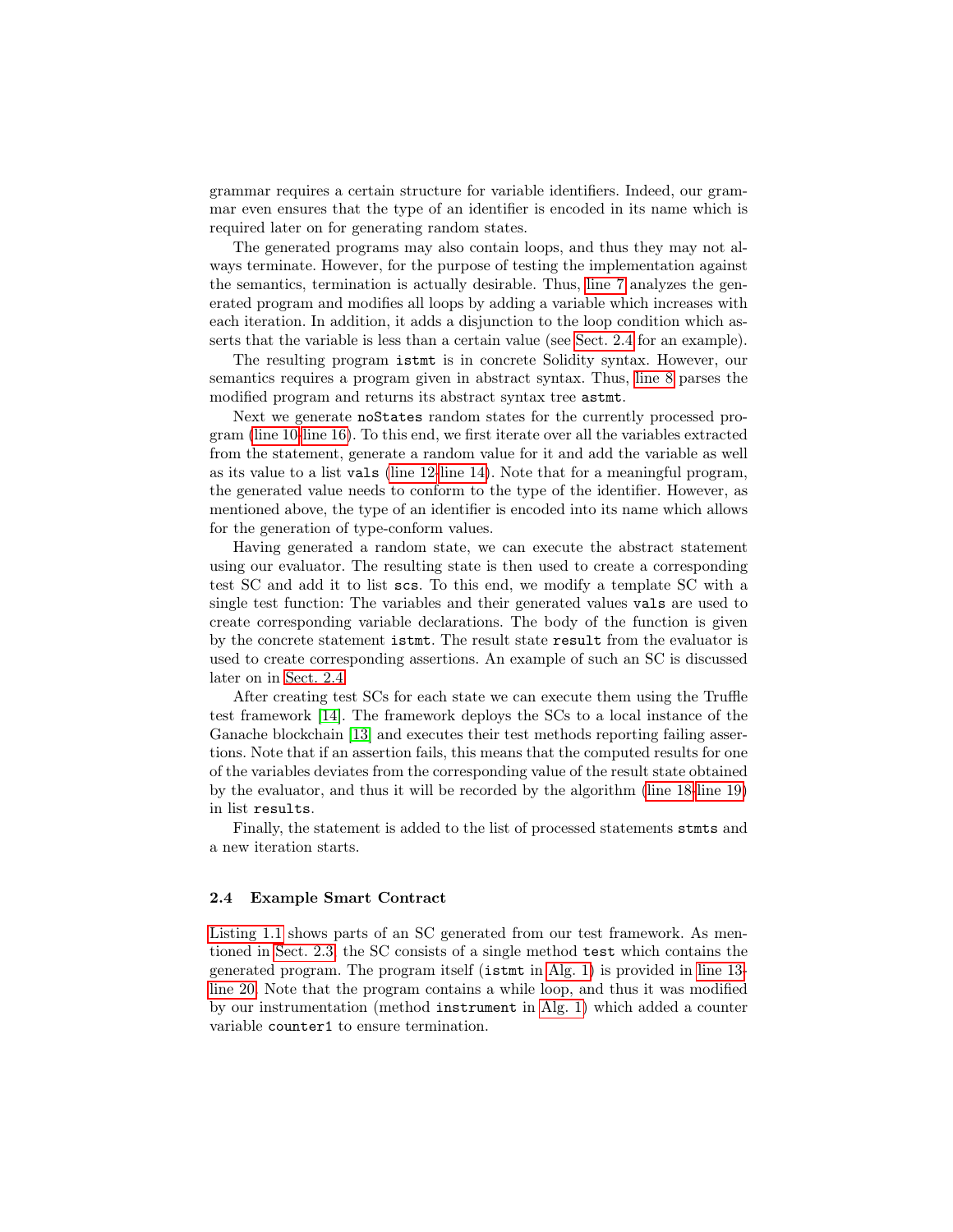grammar requires a certain structure for variable identifiers. Indeed, our grammar even ensures that the type of an identifier is encoded in its name which is required later on for generating random states.

The generated programs may also contain loops, and thus they may not always terminate. However, for the purpose of testing the implementation against the semantics, termination is actually desirable. Thus, line 7 analyzes the generated program and modifies all loops by adding a variable which increases with each iteration. In addition, it adds a disjunction to the loop condition which asserts that the variable is less than a certain value (see Sect. 2.4 for an example).

The resulting program `istmt` is in concrete Solidity syntax. However, our semantics requires a program given in abstract syntax. Thus, line 8 parses the modified program and returns its abstract syntax tree `astmt`.

Next we generate `noStates` random states for the currently processed program (line 10-line 16). To this end, we first iterate over all the variables extracted from the statement, generate a random value for it and add the variable as well as its value to a list `vals` (line 12-line 14). Note that for a meaningful program, the generated value needs to conform to the type of the identifier. However, as mentioned above, the type of an identifier is encoded into its name which allows for the generation of type-conform values.

Having generated a random state, we can execute the abstract statement using our evaluator. The resulting state is then used to create a corresponding test SC and add it to list `scs`. To this end, we modify a template SC with a single test function: The variables and their generated values `vals` are used to create corresponding variable declarations. The body of the function is given by the concrete statement `istmt`. The result state `result` from the evaluator is used to create corresponding assertions. An example of such an SC is discussed later on in Sect. 2.4.

After creating test SCs for each state we can execute them using the Truffle test framework [14]. The framework deploys the SCs to a local instance of the Ganache blockchain [13] and executes their test methods reporting failing assertions. Note that if an assertion fails, this means that the computed results for one of the variables deviates from the corresponding value of the result state obtained by the evaluator, and thus it will be recorded by the algorithm (line 18-line 19) in list `results`.

Finally, the statement is added to the list of processed statements `stmts` and a new iteration starts.

### 2.4 Example Smart Contract

Listing 1.1 shows parts of an SC generated from our test framework. As mentioned in Sect. 2.3, the SC consists of a single method `test` which contains the generated program. The program itself (`istmt` in Alg. 1) is provided in line 13-line 20. Note that the program contains a while loop, and thus it was modified by our instrumentation (method `instrument` in Alg. 1) which added a counter variable `counter1` to ensure termination.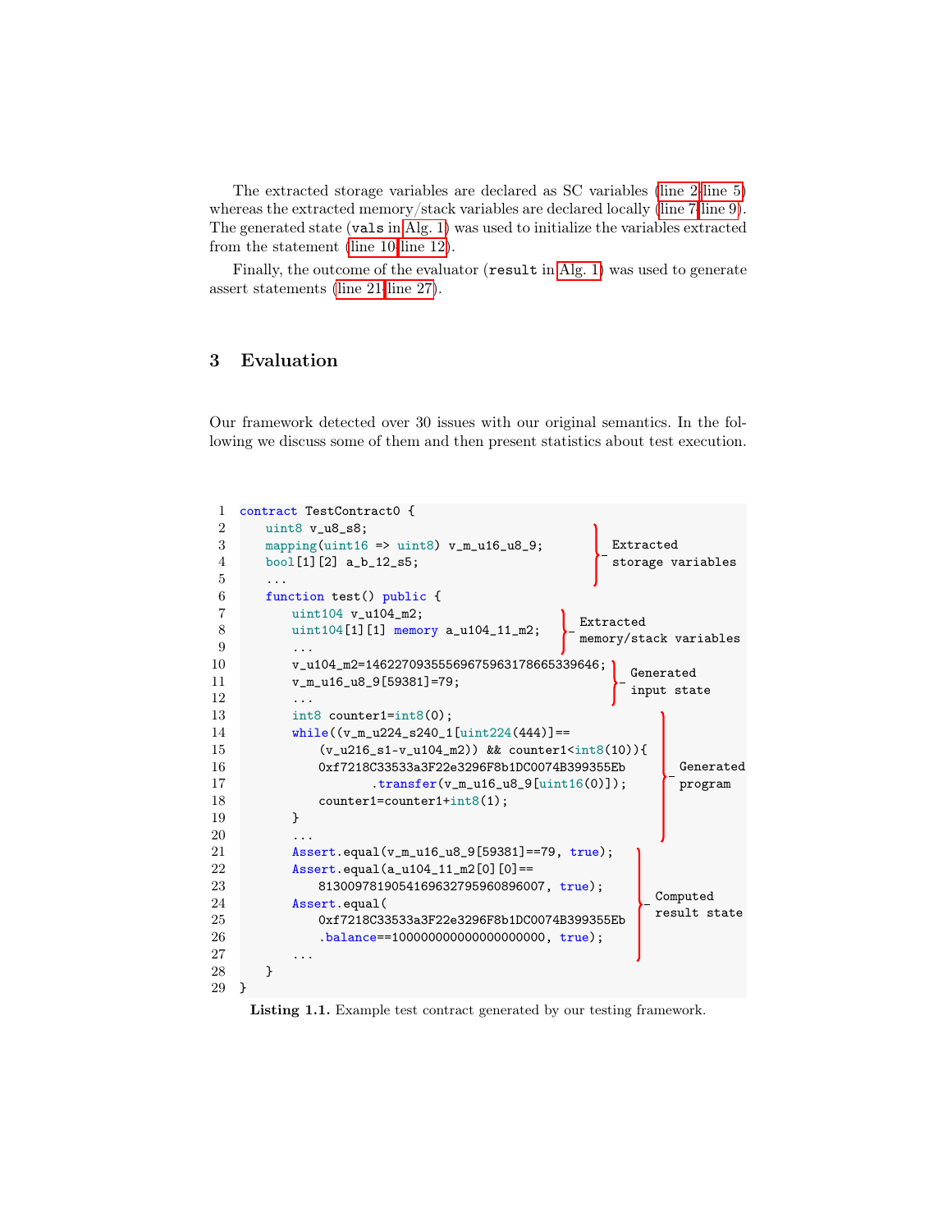The extracted storage variables are declared as SC variables (line 2–line 5) whereas the extracted memory/stack variables are declared locally (line 7–line 9). The generated state (`vals` in Alg. 1) was used to initialize the variables extracted from the statement (line 10–line 12).

Finally, the outcome of the evaluator (`result` in Alg. 1) was used to generate assert statements (line 21–line 27).

## 3 Evaluation

Our framework detected over 30 issues with our original semantics. In the following we discuss some of them and then present statistics about test execution.

```
1  contract TestContract0 {
2      uint8 v_u8_s8;                                   } Extracted
3      mapping(uint16 => uint8) v_m_u16_u8_9;           } storage variables
4      bool[1][2] a_b_12_s5;
5      ...
6      function test() public {
7          uint104 v_u104_m2;                            } Extracted
8          uint104[1][1] memory a_u104_11_m2;            } memory/stack variables
9          ...
10         v_u104_m2=14622709355569675963178665339646;   } Generated
11         v_m_u16_u8_9[59381]=79;                       } input state
12         ...
13         int8 counter1=int8(0);                        } Generated
14         while((v_m_u224_s240_1[uint224(444)]==        } program
15             (v_u216_s1-v_u104_m2)) && counter1<int8(10)){
16             0xf7218C33533a3F22e3296F8b1DC0074B399355Eb
17                     .transfer(v_m_u16_u8_9[uint16(0)]);
18             counter1=counter1+int8(1);
19         }
20         ...
21         Assert.equal(v_m_u16_u8_9[59381]==79, true);  } Computed
22         Assert.equal(a_u104_11_m2[0][0]==              } result state
23             8130097819054169632795960896007, true);
24         Assert.equal(
25             0xf7218C33533a3F22e3296F8b1DC0074B399355Eb
26             .balance==100000000000000000000, true);
27         ...
28     }
29 }
```

**Listing 1.1.** Example test contract generated by our testing framework.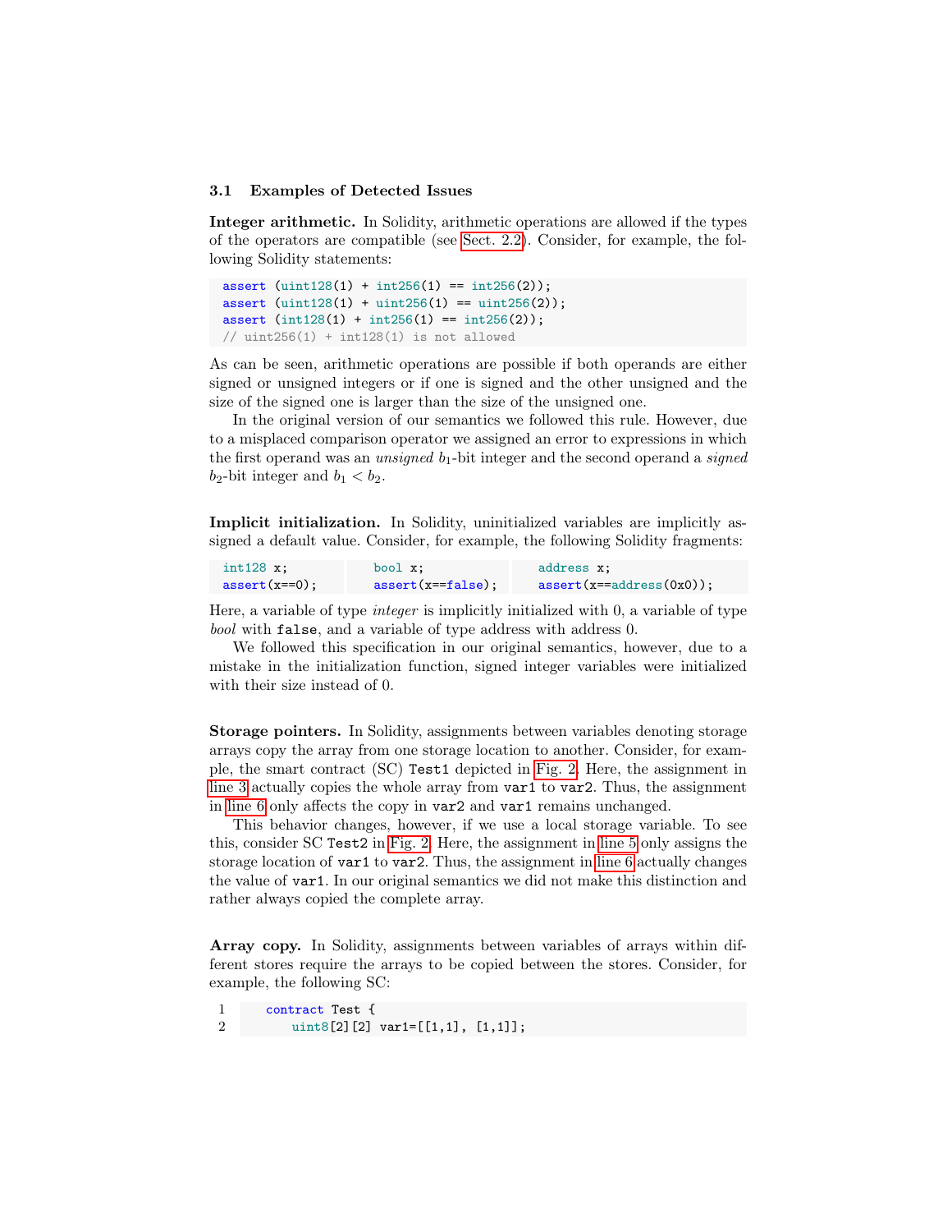### 3.1 Examples of Detected Issues

**Integer arithmetic.** In Solidity, arithmetic operations are allowed if the types of the operators are compatible (see Sect. 2.2). Consider, for example, the following Solidity statements:

```
assert (uint128(1) + int256(1) == int256(2));
assert (uint128(1) + uint256(1) == uint256(2));
assert (int128(1) + int256(1) == int256(2));
// uint256(1) + int128(1) is not allowed
```

As can be seen, arithmetic operations are possible if both operands are either signed or unsigned integers or if one is signed and the other unsigned and the size of the signed one is larger than the size of the unsigned one.

In the original version of our semantics we followed this rule. However, due to a misplaced comparison operator we assigned an error to expressions in which the first operand was an *unsigned* $b_1$-bit integer and the second operand a *signed* $b_2$-bit integer and $b_1 < b_2$.

**Implicit initialization.** In Solidity, uninitialized variables are implicitly assigned a default value. Consider, for example, the following Solidity fragments:

```
int128 x;
assert(x==0);
```

```
bool x;
assert(x==false);
```

```
address x;
assert(x==address(0x0));
```

Here, a variable of type *integer* is implicitly initialized with 0, a variable of type *bool* with `false`, and a variable of type address with address 0.

We followed this specification in our original semantics, however, due to a mistake in the initialization function, signed integer variables were initialized with their size instead of 0.

**Storage pointers.** In Solidity, assignments between variables denoting storage arrays copy the array from one storage location to another. Consider, for example, the smart contract (SC) `Test1` depicted in Fig. 2. Here, the assignment in line 3 actually copies the whole array from `var1` to `var2`. Thus, the assignment in line 6 only affects the copy in `var2` and `var1` remains unchanged.

This behavior changes, however, if we use a local storage variable. To see this, consider SC `Test2` in Fig. 2. Here, the assignment in line 5 only assigns the storage location of `var1` to `var2`. Thus, the assignment in line 6 actually changes the value of `var1`. In our original semantics we did not make this distinction and rather always copied the complete array.

**Array copy.** In Solidity, assignments between variables of arrays within different stores require the arrays to be copied between the stores. Consider, for example, the following SC:

```
1   contract Test {
2       uint8[2][2] var1=[[1,1], [1,1]];
```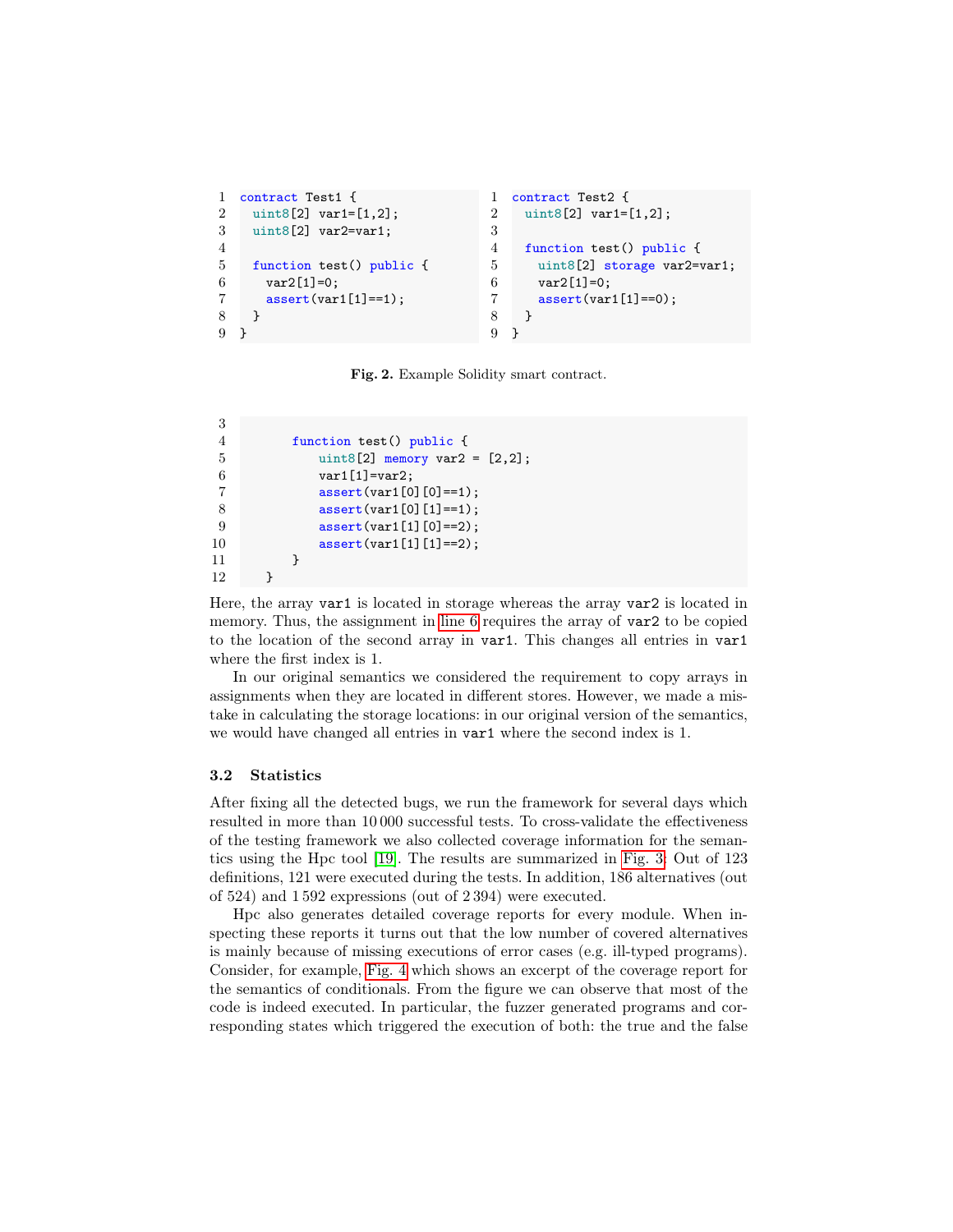```
1 contract Test1 {
2   uint8[2] var1=[1,2];
3   uint8[2] var2=var1;
4
5   function test() public {
6     var2[1]=0;
7     assert(var1[1]==1);
8   }
9 }
```

```
1 contract Test2 {
2   uint8[2] var1=[1,2];
3
4   function test() public {
5     uint8[2] storage var2=var1;
6     var2[1]=0;
7     assert(var1[1]==0);
8   }
9 }
```

**Fig. 2.** Example Solidity smart contract.

```
3
4       function test() public {
5           uint8[2] memory var2 = [2,2];
6           var1[1]=var2;
7           assert(var1[0][0]==1);
8           assert(var1[0][1]==1);
9           assert(var1[1][0]==2);
10          assert(var1[1][1]==2);
11      }
12  }
```

Here, the array `var1` is located in storage whereas the array `var2` is located in memory. Thus, the assignment in line 6 requires the array of `var2` to be copied to the location of the second array in `var1`. This changes all entries in `var1` where the first index is 1.

In our original semantics we considered the requirement to copy arrays in assignments when they are located in different stores. However, we made a mistake in calculating the storage locations: in our original version of the semantics, we would have changed all entries in `var1` where the second index is 1.

### 3.2 Statistics

After fixing all the detected bugs, we run the framework for several days which resulted in more than 10 000 successful tests. To cross-validate the effectiveness of the testing framework we also collected coverage information for the semantics using the Hpc tool [19]. The results are summarized in Fig. 3: Out of 123 definitions, 121 were executed during the tests. In addition, 186 alternatives (out of 524) and 1 592 expressions (out of 2 394) were executed.

Hpc also generates detailed coverage reports for every module. When inspecting these reports it turns out that the low number of covered alternatives is mainly because of missing executions of error cases (e.g. ill-typed programs). Consider, for example, Fig. 4 which shows an excerpt of the coverage report for the semantics of conditionals. From the figure we can observe that most of the code is indeed executed. In particular, the fuzzer generated programs and corresponding states which triggered the execution of both: the true and the false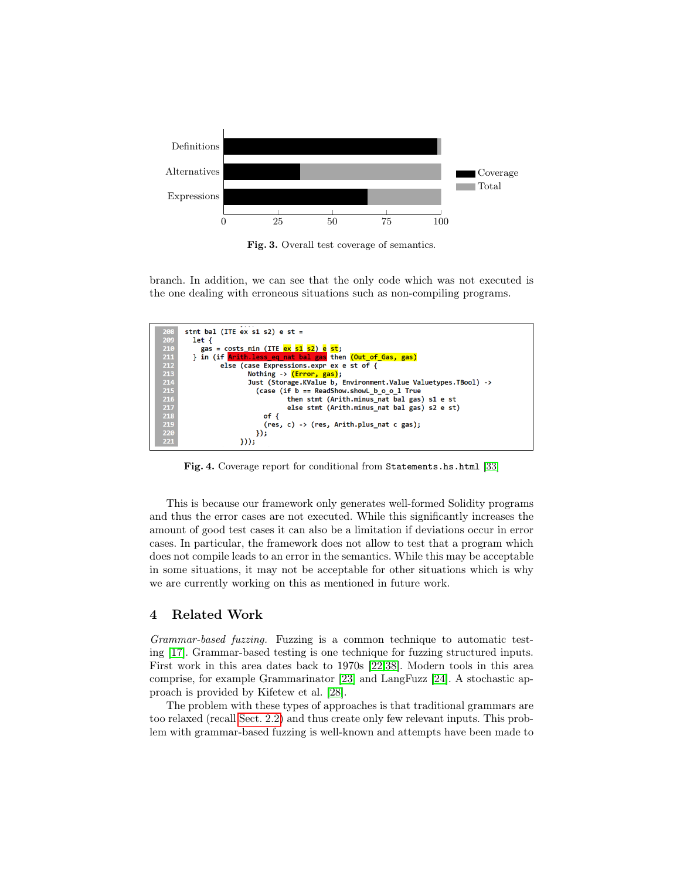**Fig. 3.** Overall test coverage of semantics.

branch. In addition, we can see that the only code which was not executed is the one dealing with erroneous situations such as non-compiling programs.

```
208  stmt bal (ITE ex s1 s2) e st =
209    let {
210      gas = costs_min (ITE ex s1 s2) e st;
211    } in (if Arith.less_eq_nat bal gas then (Out_of_Gas, gas)
212          else (case Expressions.expr ex e st of {
213                 Nothing -> (Error, gas);
214                 Just (Storage.KValue b, Environment.Value Valuetypes.TBool) ->
215                   (case (if b == ReadShow.showL_b_o_o_l True
216                          then stmt (Arith.minus_nat bal gas) s1 e st
217                          else stmt (Arith.minus_nat bal gas) s2 e st)
218                     of {
219                     (res, c) -> (res, Arith.plus_nat c gas);
220                   });
221               }));
```

**Fig. 4.** Coverage report for conditional from `Statements.hs.html` [33]

This is because our framework only generates well-formed Solidity programs and thus the error cases are not executed. While this significantly increases the amount of good test cases it can also be a limitation if deviations occur in error cases. In particular, the framework does not allow to test that a program which does not compile leads to an error in the semantics. While this may be acceptable in some situations, it may not be acceptable for other situations which is why we are currently working on this as mentioned in future work.

## 4 Related Work

*Grammar-based fuzzing.* Fuzzing is a common technique to automatic testing [17]. Grammar-based testing is one technique for fuzzing structured inputs. First work in this area dates back to 1970s [22,38]. Modern tools in this area comprise, for example Grammarinator [23] and LangFuzz [24]. A stochastic approach is provided by Kifetew et al. [28].

The problem with these types of approaches is that traditional grammars are too relaxed (recall Sect. 2.2) and thus create only few relevant inputs. This problem with grammar-based fuzzing is well-known and attempts have been made to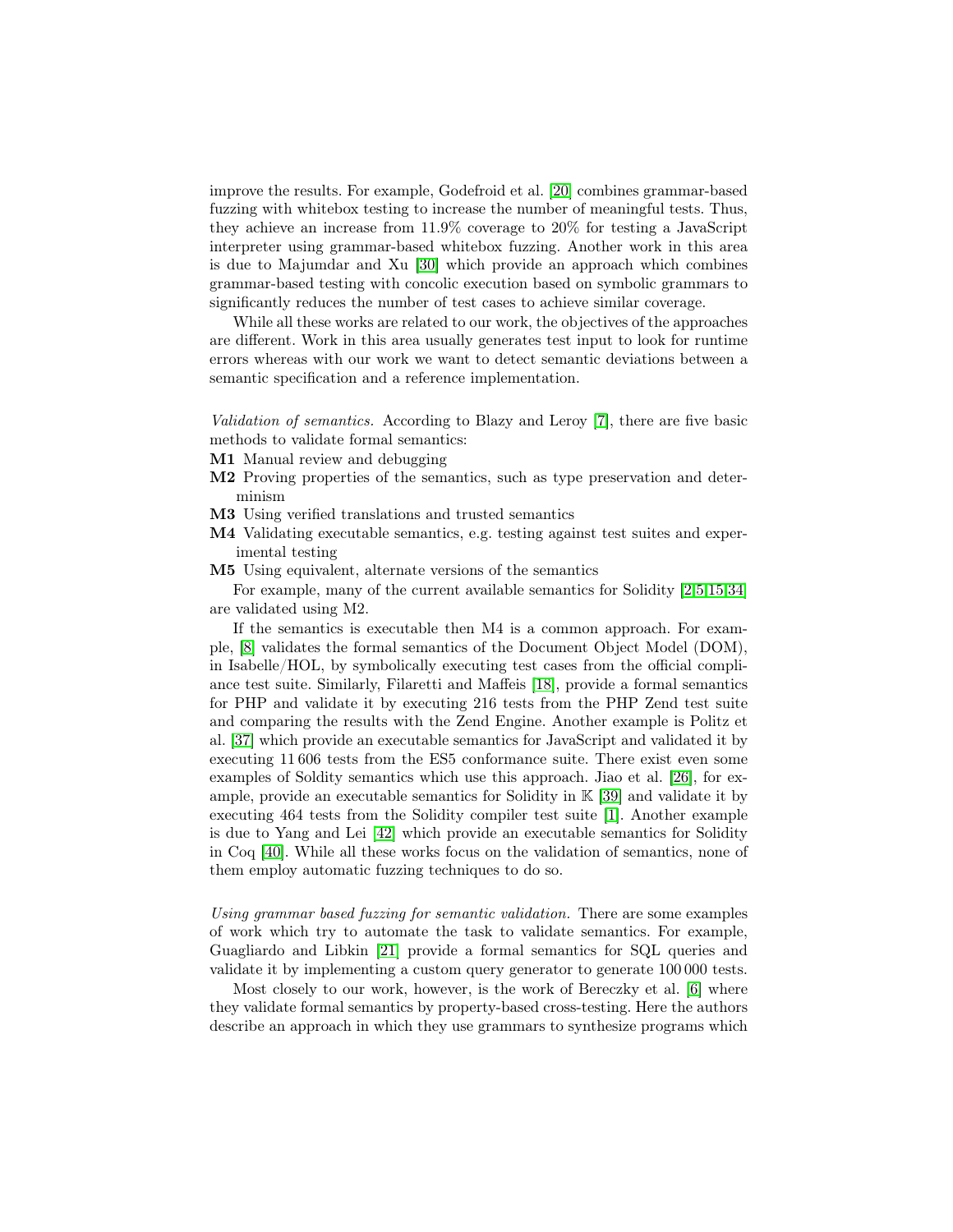improve the results. For example, Godefroid et al. [20] combines grammar-based fuzzing with whitebox testing to increase the number of meaningful tests. Thus, they achieve an increase from 11.9% coverage to 20% for testing a JavaScript interpreter using grammar-based whitebox fuzzing. Another work in this area is due to Majumdar and Xu [30] which provide an approach which combines grammar-based testing with concolic execution based on symbolic grammars to significantly reduces the number of test cases to achieve similar coverage.

While all these works are related to our work, the objectives of the approaches are different. Work in this area usually generates test input to look for runtime errors whereas with our work we want to detect semantic deviations between a semantic specification and a reference implementation.

*Validation of semantics.* According to Blazy and Leroy [7], there are five basic methods to validate formal semantics:

- **M1** Manual review and debugging
- **M2** Proving properties of the semantics, such as type preservation and determinism
- **M3** Using verified translations and trusted semantics
- **M4** Validating executable semantics, e.g. testing against test suites and experimental testing
- **M5** Using equivalent, alternate versions of the semantics

For example, many of the current available semantics for Solidity [2,5,15,34] are validated using M2.

If the semantics is executable then M4 is a common approach. For example, [8] validates the formal semantics of the Document Object Model (DOM), in Isabelle/HOL, by symbolically executing test cases from the official compliance test suite. Similarly, Filaretti and Maffeis [18], provide a formal semantics for PHP and validate it by executing 216 tests from the PHP Zend test suite and comparing the results with the Zend Engine. Another example is Politz et al. [37] which provide an executable semantics for JavaScript and validated it by executing 11 606 tests from the ES5 conformance suite. There exist even some examples of Soldity semantics which use this approach. Jiao et al. [26], for example, provide an executable semantics for Solidity in $\mathbb{K}$ [39] and validate it by executing 464 tests from the Solidity compiler test suite [1]. Another example is due to Yang and Lei [42] which provide an executable semantics for Solidity in Coq [40]. While all these works focus on the validation of semantics, none of them employ automatic fuzzing techniques to do so.

*Using grammar based fuzzing for semantic validation.* There are some examples of work which try to automate the task to validate semantics. For example, Guagliardo and Libkin [21] provide a formal semantics for SQL queries and validate it by implementing a custom query generator to generate 100 000 tests.

Most closely to our work, however, is the work of Bereczky et al. [6] where they validate formal semantics by property-based cross-testing. Here the authors describe an approach in which they use grammars to synthesize programs which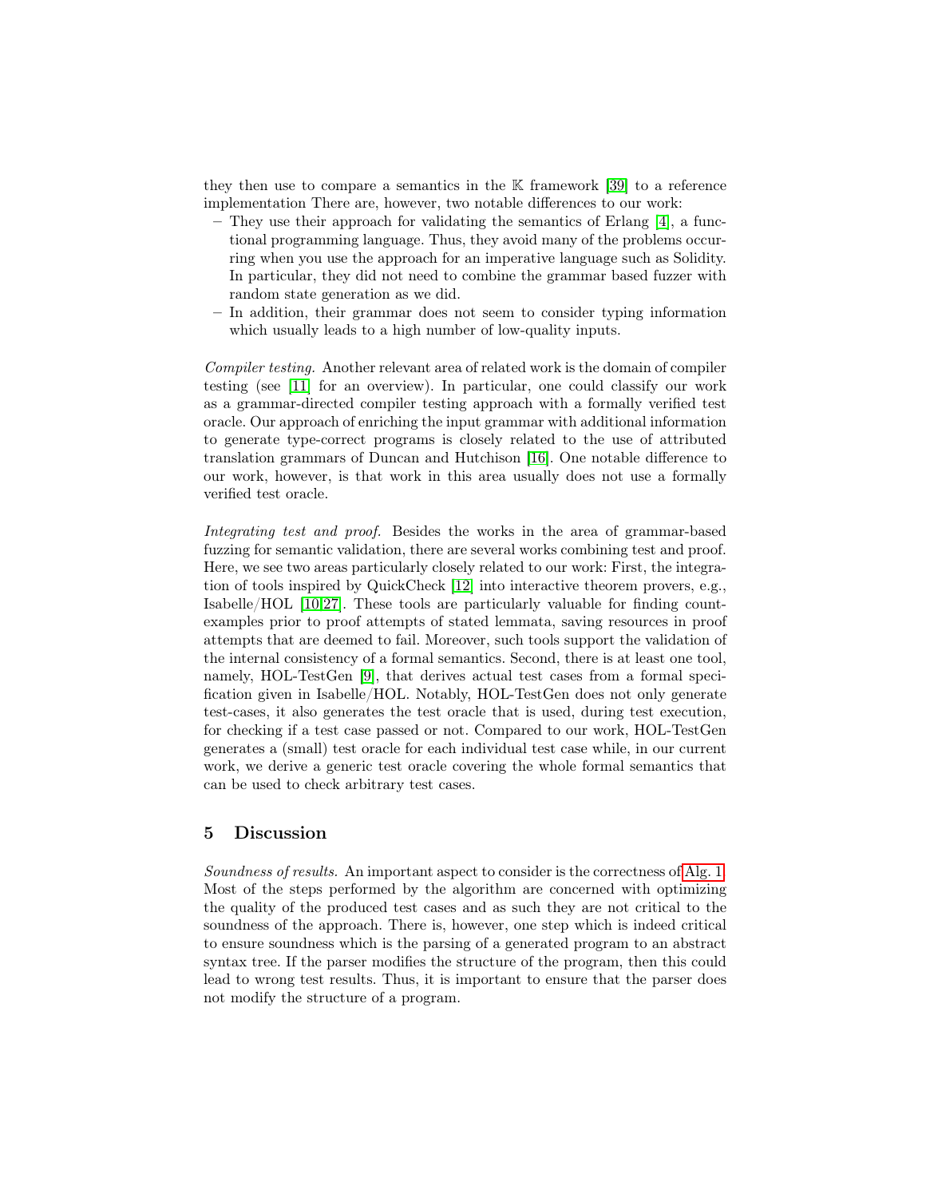they then use to compare a semantics in the $\mathbb{K}$ framework [39] to a reference implementation There are, however, two notable differences to our work:

- They use their approach for validating the semantics of Erlang [4], a functional programming language. Thus, they avoid many of the problems occurring when you use the approach for an imperative language such as Solidity. In particular, they did not need to combine the grammar based fuzzer with random state generation as we did.
- In addition, their grammar does not seem to consider typing information which usually leads to a high number of low-quality inputs.

*Compiler testing.* Another relevant area of related work is the domain of compiler testing (see [11] for an overview). In particular, one could classify our work as a grammar-directed compiler testing approach with a formally verified test oracle. Our approach of enriching the input grammar with additional information to generate type-correct programs is closely related to the use of attributed translation grammars of Duncan and Hutchison [16]. One notable difference to our work, however, is that work in this area usually does not use a formally verified test oracle.

*Integrating test and proof.* Besides the works in the area of grammar-based fuzzing for semantic validation, there are several works combining test and proof. Here, we see two areas particularly closely related to our work: First, the integration of tools inspired by QuickCheck [12] into interactive theorem provers, e.g., Isabelle/HOL [10,27]. These tools are particularly valuable for finding counterexamples prior to proof attempts of stated lemmata, saving resources in proof attempts that are deemed to fail. Moreover, such tools support the validation of the internal consistency of a formal semantics. Second, there is at least one tool, namely, HOL-TestGen [9], that derives actual test cases from a formal specification given in Isabelle/HOL. Notably, HOL-TestGen does not only generate test-cases, it also generates the test oracle that is used, during test execution, for checking if a test case passed or not. Compared to our work, HOL-TestGen generates a (small) test oracle for each individual test case while, in our current work, we derive a generic test oracle covering the whole formal semantics that can be used to check arbitrary test cases.

## 5 Discussion

*Soundness of results.* An important aspect to consider is the correctness of Alg. 1. Most of the steps performed by the algorithm are concerned with optimizing the quality of the produced test cases and as such they are not critical to the soundness of the approach. There is, however, one step which is indeed critical to ensure soundness which is the parsing of a generated program to an abstract syntax tree. If the parser modifies the structure of the program, then this could lead to wrong test results. Thus, it is important to ensure that the parser does not modify the structure of a program.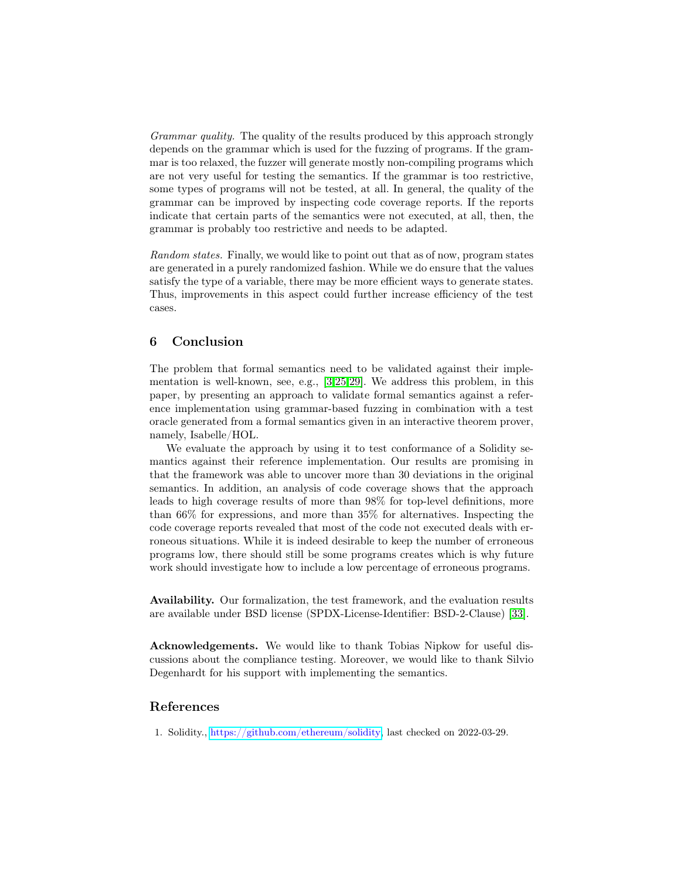*Grammar quality.* The quality of the results produced by this approach strongly depends on the grammar which is used for the fuzzing of programs. If the grammar is too relaxed, the fuzzer will generate mostly non-compiling programs which are not very useful for testing the semantics. If the grammar is too restrictive, some types of programs will not be tested, at all. In general, the quality of the grammar can be improved by inspecting code coverage reports. If the reports indicate that certain parts of the semantics were not executed, at all, then, the grammar is probably too restrictive and needs to be adapted.

*Random states.* Finally, we would like to point out that as of now, program states are generated in a purely randomized fashion. While we do ensure that the values satisfy the type of a variable, there may be more efficient ways to generate states. Thus, improvements in this aspect could further increase efficiency of the test cases.

## 6 Conclusion

The problem that formal semantics need to be validated against their implementation is well-known, see, e.g., [3,25,29]. We address this problem, in this paper, by presenting an approach to validate formal semantics against a reference implementation using grammar-based fuzzing in combination with a test oracle generated from a formal semantics given in an interactive theorem prover, namely, Isabelle/HOL.

We evaluate the approach by using it to test conformance of a Solidity semantics against their reference implementation. Our results are promising in that the framework was able to uncover more than 30 deviations in the original semantics. In addition, an analysis of code coverage shows that the approach leads to high coverage results of more than 98% for top-level definitions, more than 66% for expressions, and more than 35% for alternatives. Inspecting the code coverage reports revealed that most of the code not executed deals with erroneous situations. While it is indeed desirable to keep the number of erroneous programs low, there should still be some programs creates which is why future work should investigate how to include a low percentage of erroneous programs.

**Availability.** Our formalization, the test framework, and the evaluation results are available under BSD license (SPDX-License-Identifier: BSD-2-Clause) [33].

**Acknowledgements.** We would like to thank Tobias Nipkow for useful discussions about the compliance testing. Moreover, we would like to thank Silvio Degenhardt for his support with implementing the semantics.

## References

1. Solidity., https://github.com/ethereum/solidity, last checked on 2022-03-29.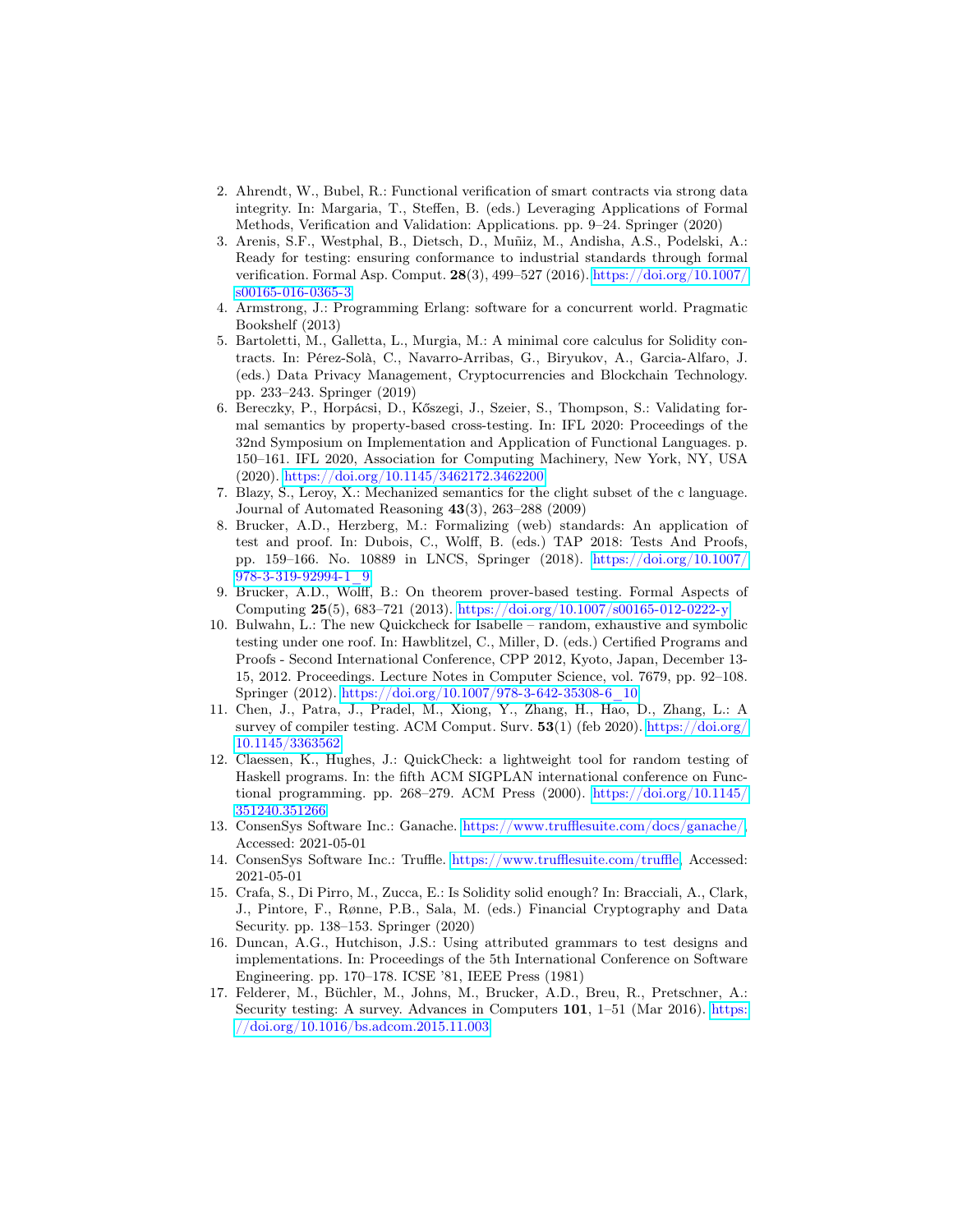2. Ahrendt, W., Bubel, R.: Functional verification of smart contracts via strong data integrity. In: Margaria, T., Steffen, B. (eds.) Leveraging Applications of Formal Methods, Verification and Validation: Applications. pp. 9–24. Springer (2020)
3. Arenis, S.F., Westphal, B., Dietsch, D., Muñiz, M., Andisha, A.S., Podelski, A.: Ready for testing: ensuring conformance to industrial standards through formal verification. Formal Asp. Comput. **28**(3), 499–527 (2016). https://doi.org/10.1007/s00165-016-0365-3
4. Armstrong, J.: Programming Erlang: software for a concurrent world. Pragmatic Bookshelf (2013)
5. Bartoletti, M., Galletta, L., Murgia, M.: A minimal core calculus for Solidity contracts. In: Pérez-Solà, C., Navarro-Arribas, G., Biryukov, A., Garcia-Alfaro, J. (eds.) Data Privacy Management, Cryptocurrencies and Blockchain Technology. pp. 233–243. Springer (2019)
6. Bereczky, P., Horpácsi, D., Kőszegi, J., Szeier, S., Thompson, S.: Validating formal semantics by property-based cross-testing. In: IFL 2020: Proceedings of the 32nd Symposium on Implementation and Application of Functional Languages. p. 150–161. IFL 2020, Association for Computing Machinery, New York, NY, USA (2020). https://doi.org/10.1145/3462172.3462200
7. Blazy, S., Leroy, X.: Mechanized semantics for the clight subset of the c language. Journal of Automated Reasoning **43**(3), 263–288 (2009)
8. Brucker, A.D., Herzberg, M.: Formalizing (web) standards: An application of test and proof. In: Dubois, C., Wolff, B. (eds.) TAP 2018: Tests And Proofs, pp. 159–166. No. 10889 in LNCS, Springer (2018). https://doi.org/10.1007/978-3-319-92994-1_9
9. Brucker, A.D., Wolff, B.: On theorem prover-based testing. Formal Aspects of Computing **25**(5), 683–721 (2013). https://doi.org/10.1007/s00165-012-0222-y
10. Bulwahn, L.: The new Quickcheck for Isabelle – random, exhaustive and symbolic testing under one roof. In: Hawblitzel, C., Miller, D. (eds.) Certified Programs and Proofs - Second International Conference, CPP 2012, Kyoto, Japan, December 13-15, 2012. Proceedings. Lecture Notes in Computer Science, vol. 7679, pp. 92–108. Springer (2012). https://doi.org/10.1007/978-3-642-35308-6_10
11. Chen, J., Patra, J., Pradel, M., Xiong, Y., Zhang, H., Hao, D., Zhang, L.: A survey of compiler testing. ACM Comput. Surv. **53**(1) (feb 2020). https://doi.org/10.1145/3363562
12. Claessen, K., Hughes, J.: QuickCheck: a lightweight tool for random testing of Haskell programs. In: the fifth ACM SIGPLAN international conference on Functional programming. pp. 268–279. ACM Press (2000). https://doi.org/10.1145/351240.351266
13. ConsenSys Software Inc.: Ganache. https://www.trufflesuite.com/docs/ganache/, Accessed: 2021-05-01
14. ConsenSys Software Inc.: Truffle. https://www.trufflesuite.com/truffle, Accessed: 2021-05-01
15. Crafa, S., Di Pirro, M., Zucca, E.: Is Solidity solid enough? In: Bracciali, A., Clark, J., Pintore, F., Rønne, P.B., Sala, M. (eds.) Financial Cryptography and Data Security. pp. 138–153. Springer (2020)
16. Duncan, A.G., Hutchison, J.S.: Using attributed grammars to test designs and implementations. In: Proceedings of the 5th International Conference on Software Engineering. pp. 170–178. ICSE '81, IEEE Press (1981)
17. Felderer, M., Büchler, M., Johns, M., Brucker, A.D., Breu, R., Pretschner, A.: Security testing: A survey. Advances in Computers **101**, 1–51 (Mar 2016). https://doi.org/10.1016/bs.adcom.2015.11.003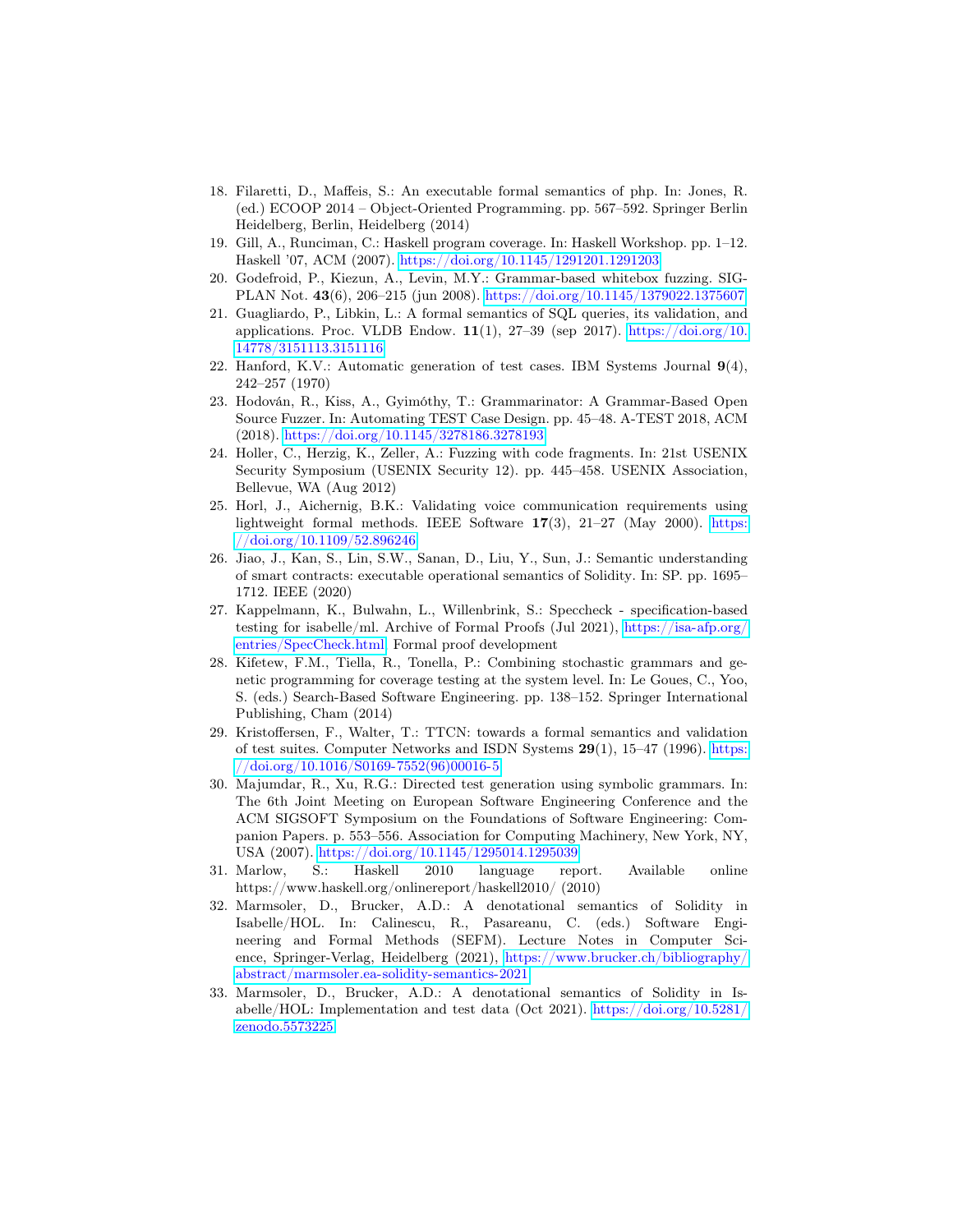18. Filaretti, D., Maffeis, S.: An executable formal semantics of php. In: Jones, R. (ed.) ECOOP 2014 – Object-Oriented Programming. pp. 567–592. Springer Berlin Heidelberg, Berlin, Heidelberg (2014)
19. Gill, A., Runciman, C.: Haskell program coverage. In: Haskell Workshop. pp. 1–12. Haskell '07, ACM (2007). https://doi.org/10.1145/1291201.1291203
20. Godefroid, P., Kiezun, A., Levin, M.Y.: Grammar-based whitebox fuzzing. SIGPLAN Not. **43**(6), 206–215 (jun 2008). https://doi.org/10.1145/1379022.1375607
21. Guagliardo, P., Libkin, L.: A formal semantics of SQL queries, its validation, and applications. Proc. VLDB Endow. **11**(1), 27–39 (sep 2017). https://doi.org/10.14778/3151113.3151116
22. Hanford, K.V.: Automatic generation of test cases. IBM Systems Journal **9**(4), 242–257 (1970)
23. Hodován, R., Kiss, A., Gyimóthy, T.: Grammarinator: A Grammar-Based Open Source Fuzzer. In: Automating TEST Case Design. pp. 45–48. A-TEST 2018, ACM (2018). https://doi.org/10.1145/3278186.3278193
24. Holler, C., Herzig, K., Zeller, A.: Fuzzing with code fragments. In: 21st USENIX Security Symposium (USENIX Security 12). pp. 445–458. USENIX Association, Bellevue, WA (Aug 2012)
25. Horl, J., Aichernig, B.K.: Validating voice communication requirements using lightweight formal methods. IEEE Software **17**(3), 21–27 (May 2000). https://doi.org/10.1109/52.896246
26. Jiao, J., Kan, S., Lin, S.W., Sanan, D., Liu, Y., Sun, J.: Semantic understanding of smart contracts: executable operational semantics of Solidity. In: SP. pp. 1695–1712. IEEE (2020)
27. Kappelmann, K., Bulwahn, L., Willenbrink, S.: Speccheck - specification-based testing for isabelle/ml. Archive of Formal Proofs (Jul 2021), https://isa-afp.org/entries/SpecCheck.html, Formal proof development
28. Kifetew, F.M., Tiella, R., Tonella, P.: Combining stochastic grammars and genetic programming for coverage testing at the system level. In: Le Goues, C., Yoo, S. (eds.) Search-Based Software Engineering. pp. 138–152. Springer International Publishing, Cham (2014)
29. Kristoffersen, F., Walter, T.: TTCN: towards a formal semantics and validation of test suites. Computer Networks and ISDN Systems **29**(1), 15–47 (1996). https://doi.org/10.1016/S0169-7552(96)00016-5
30. Majumdar, R., Xu, R.G.: Directed test generation using symbolic grammars. In: The 6th Joint Meeting on European Software Engineering Conference and the ACM SIGSOFT Symposium on the Foundations of Software Engineering: Companion Papers. p. 553–556. Association for Computing Machinery, New York, NY, USA (2007). https://doi.org/10.1145/1295014.1295039
31. Marlow, S.: Haskell 2010 language report. Available online https://www.haskell.org/onlinereport/haskell2010/ (2010)
32. Marmsoler, D., Brucker, A.D.: A denotational semantics of Solidity in Isabelle/HOL. In: Calinescu, R., Pasareanu, C. (eds.) Software Engineering and Formal Methods (SEFM). Lecture Notes in Computer Science, Springer-Verlag, Heidelberg (2021), https://www.brucker.ch/bibliography/abstract/marmsoler.ea-solidity-semantics-2021
33. Marmsoler, D., Brucker, A.D.: A denotational semantics of Solidity in Isabelle/HOL: Implementation and test data (Oct 2021). https://doi.org/10.5281/zenodo.5573225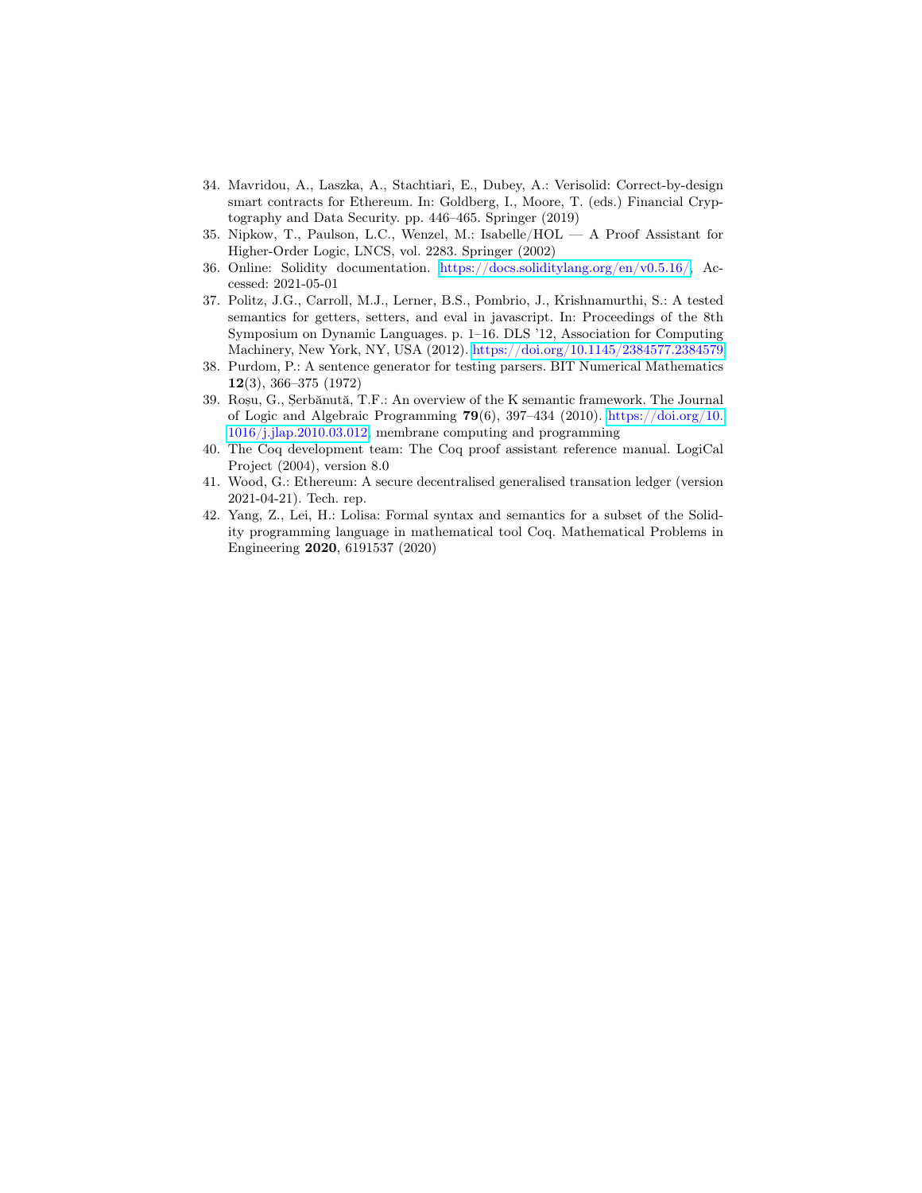34. Mavridou, A., Laszka, A., Stachtiari, E., Dubey, A.: Verisolid: Correct-by-design smart contracts for Ethereum. In: Goldberg, I., Moore, T. (eds.) Financial Cryptography and Data Security. pp. 446–465. Springer (2019)
35. Nipkow, T., Paulson, L.C., Wenzel, M.: Isabelle/HOL — A Proof Assistant for Higher-Order Logic, LNCS, vol. 2283. Springer (2002)
36. Online: Solidity documentation. https://docs.soliditylang.org/en/v0.5.16/, Accessed: 2021-05-01
37. Politz, J.G., Carroll, M.J., Lerner, B.S., Pombrio, J., Krishnamurthi, S.: A tested semantics for getters, setters, and eval in javascript. In: Proceedings of the 8th Symposium on Dynamic Languages. p. 1–16. DLS '12, Association for Computing Machinery, New York, NY, USA (2012). https://doi.org/10.1145/2384577.2384579
38. Purdom, P.: A sentence generator for testing parsers. BIT Numerical Mathematics **12**(3), 366–375 (1972)
39. Roșu, G., Șerbănuță, T.F.: An overview of the K semantic framework. The Journal of Logic and Algebraic Programming **79**(6), 397–434 (2010). https://doi.org/10.1016/j.jlap.2010.03.012, membrane computing and programming
40. The Coq development team: The Coq proof assistant reference manual. LogiCal Project (2004), version 8.0
41. Wood, G.: Ethereum: A secure decentralised generalised transation ledger (version 2021-04-21). Tech. rep.
42. Yang, Z., Lei, H.: Lolisa: Formal syntax and semantics for a subset of the Solidity programming language in mathematical tool Coq. Mathematical Problems in Engineering **2020**, 6191537 (2020)